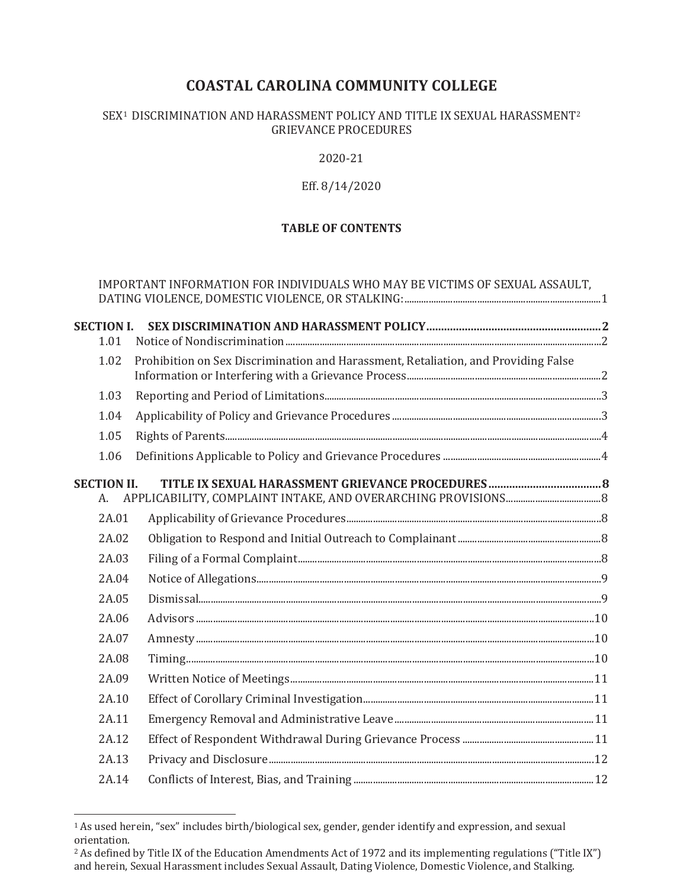# COASTAL CAROLINA COMMUNITY COLLEGE

SEX[1] DISCRIMINATION AND HARASSMENT POLICY AND TITLE IX SEXUAL HARASSMENT[2] GRIEVANCE PROCEDURES

2020-21

Eff. 8/14/2020

## TABLE OF CONTENTS

IMPORTANT INFORMATION FOR INDIVIDUALS WHO MAY BE VICTIMS OF SEXUAL ASSAULT, DATING VIOLENCE, DOMESTIC VIOLENCE, OR STALKING: .......... 1

**SECTION I. SEX DISCRIMINATION AND HARASSMENT POLICY .......... 2**

- 1.01 Notice of Nondiscrimination .......... 2
- 1.02 Prohibition on Sex Discrimination and Harassment, Retaliation, and Providing False Information or Interfering with a Grievance Process .......... 2
- 1.03 Reporting and Period of Limitations .......... 3
- 1.04 Applicability of Policy and Grievance Procedures .......... 3
- 1.05 Rights of Parents .......... 4
- 1.06 Definitions Applicable to Policy and Grievance Procedures .......... 4

**SECTION II. TITLE IX SEXUAL HARASSMENT GRIEVANCE PROCEDURES .......... 8**

A. APPLICABILITY, COMPLAINT INTAKE, AND OVERARCHING PROVISIONS .......... 8

- 2A.01 Applicability of Grievance Procedures .......... 8
- 2A.02 Obligation to Respond and Initial Outreach to Complainant .......... 8
- 2A.03 Filing of a Formal Complaint .......... 8
- 2A.04 Notice of Allegations .......... 9
- 2A.05 Dismissal .......... 9
- 2A.06 Advisors .......... 10
- 2A.07 Amnesty .......... 10
- 2A.08 Timing .......... 10
- 2A.09 Written Notice of Meetings .......... 11
- 2A.10 Effect of Corollary Criminal Investigation .......... 11
- 2A.11 Emergency Removal and Administrative Leave .......... 11
- 2A.12 Effect of Respondent Withdrawal During Grievance Process .......... 11
- 2A.13 Privacy and Disclosure .......... 12
- 2A.14 Conflicts of Interest, Bias, and Training .......... 12

---

[1] As used herein, "sex" includes birth/biological sex, gender, gender identify and expression, and sexual orientation.

[2] As defined by Title IX of the Education Amendments Act of 1972 and its implementing regulations ("Title IX") and herein, Sexual Harassment includes Sexual Assault, Dating Violence, Domestic Violence, and Stalking.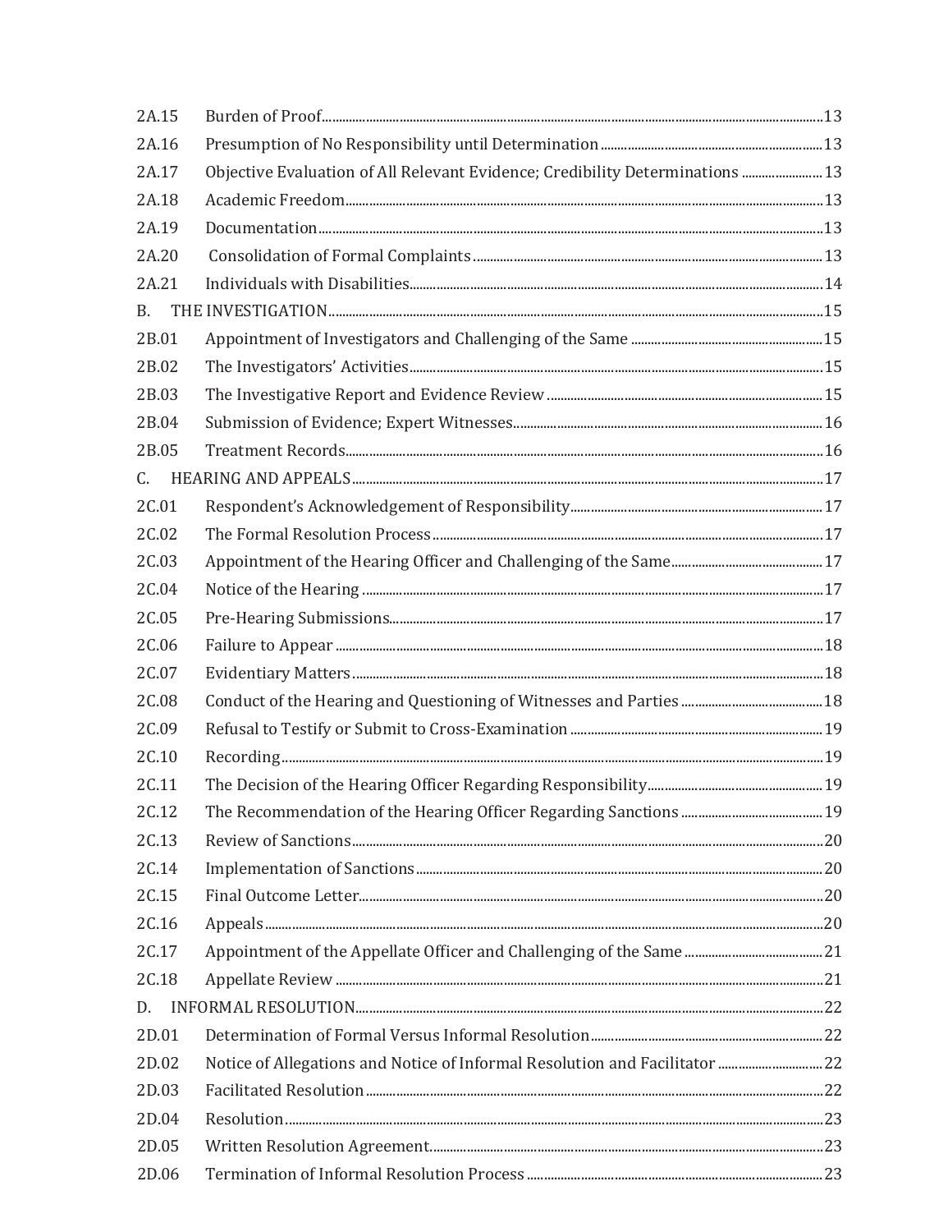| | | |
|---|---|---|
| 2A.15 | Burden of Proof | 13 |
| 2A.16 | Presumption of No Responsibility until Determination | 13 |
| 2A.17 | Objective Evaluation of All Relevant Evidence; Credibility Determinations | 13 |
| 2A.18 | Academic Freedom | 13 |
| 2A.19 | Documentation | 13 |
| 2A.20 | Consolidation of Formal Complaints | 13 |
| 2A.21 | Individuals with Disabilities | 14 |
| B. | THE INVESTIGATION | 15 |
| 2B.01 | Appointment of Investigators and Challenging of the Same | 15 |
| 2B.02 | The Investigators' Activities | 15 |
| 2B.03 | The Investigative Report and Evidence Review | 15 |
| 2B.04 | Submission of Evidence; Expert Witnesses | 16 |
| 2B.05 | Treatment Records | 16 |
| C. | HEARING AND APPEALS | 17 |
| 2C.01 | Respondent's Acknowledgement of Responsibility | 17 |
| 2C.02 | The Formal Resolution Process | 17 |
| 2C.03 | Appointment of the Hearing Officer and Challenging of the Same | 17 |
| 2C.04 | Notice of the Hearing | 17 |
| 2C.05 | Pre-Hearing Submissions | 17 |
| 2C.06 | Failure to Appear | 18 |
| 2C.07 | Evidentiary Matters | 18 |
| 2C.08 | Conduct of the Hearing and Questioning of Witnesses and Parties | 18 |
| 2C.09 | Refusal to Testify or Submit to Cross-Examination | 19 |
| 2C.10 | Recording | 19 |
| 2C.11 | The Decision of the Hearing Officer Regarding Responsibility | 19 |
| 2C.12 | The Recommendation of the Hearing Officer Regarding Sanctions | 19 |
| 2C.13 | Review of Sanctions | 20 |
| 2C.14 | Implementation of Sanctions | 20 |
| 2C.15 | Final Outcome Letter | 20 |
| 2C.16 | Appeals | 20 |
| 2C.17 | Appointment of the Appellate Officer and Challenging of the Same | 21 |
| 2C.18 | Appellate Review | 21 |
| D. | INFORMAL RESOLUTION | 22 |
| 2D.01 | Determination of Formal Versus Informal Resolution | 22 |
| 2D.02 | Notice of Allegations and Notice of Informal Resolution and Facilitator | 22 |
| 2D.03 | Facilitated Resolution | 22 |
| 2D.04 | Resolution | 23 |
| 2D.05 | Written Resolution Agreement | 23 |
| 2D.06 | Termination of Informal Resolution Process | 23 |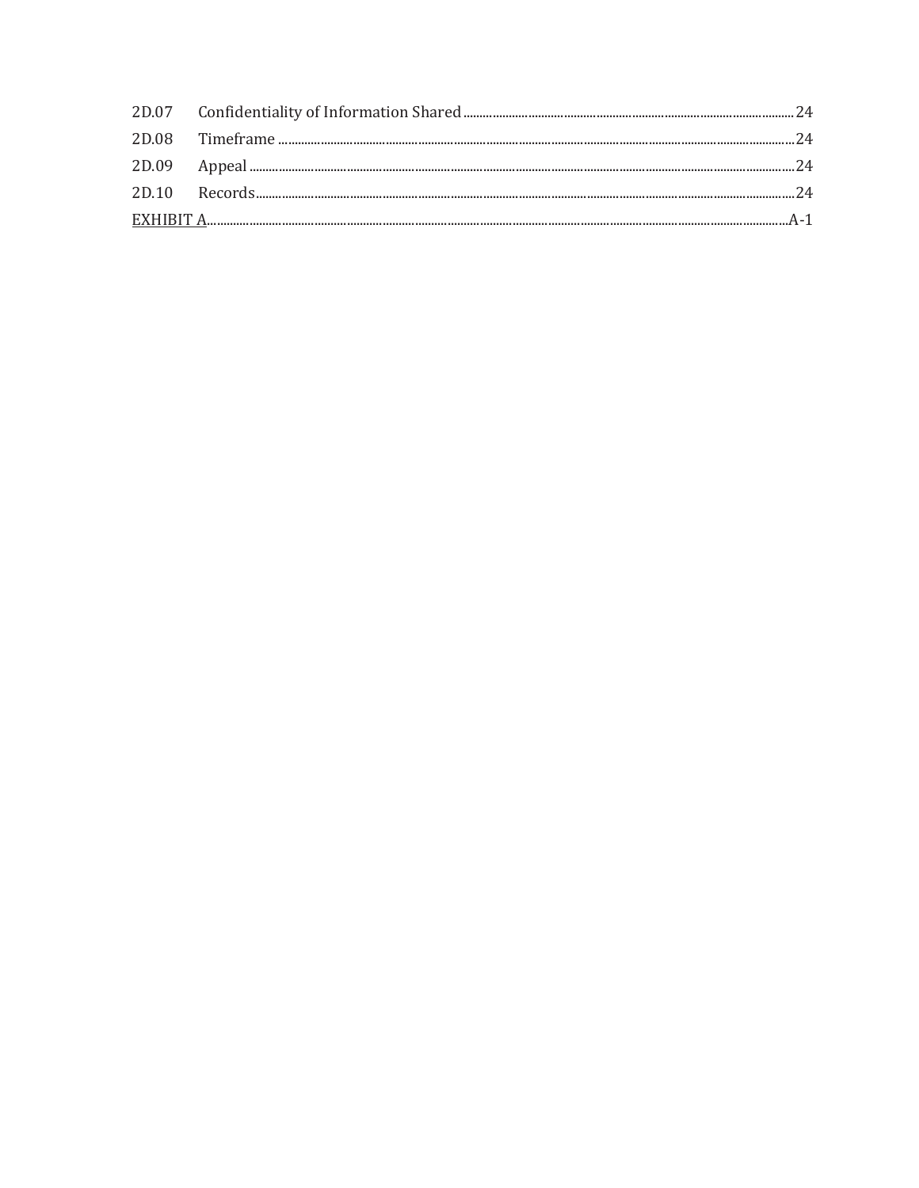2D.07 Confidentiality of Information Shared ........ 24

2D.08 Timeframe ........ 24

2D.09 Appeal ........ 24

2D.10 Records ........ 24

EXHIBIT A ........ A-1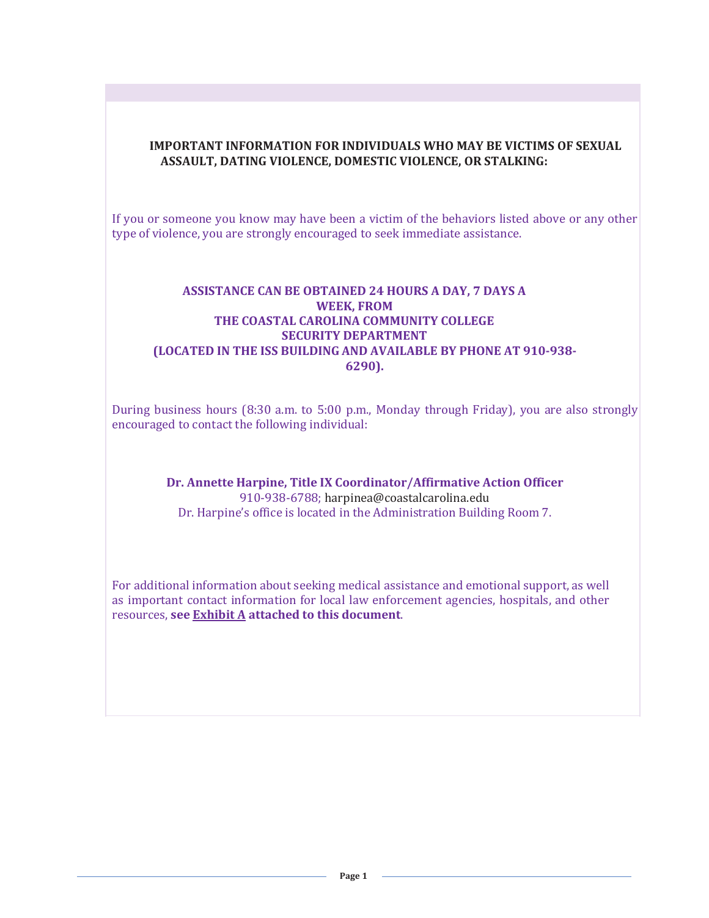**IMPORTANT INFORMATION FOR INDIVIDUALS WHO MAY BE VICTIMS OF SEXUAL ASSAULT, DATING VIOLENCE, DOMESTIC VIOLENCE, OR STALKING:**

If you or someone you know may have been a victim of the behaviors listed above or any other type of violence, you are strongly encouraged to seek immediate assistance.

**ASSISTANCE CAN BE OBTAINED 24 HOURS A DAY, 7 DAYS A WEEK, FROM THE COASTAL CAROLINA COMMUNITY COLLEGE SECURITY DEPARTMENT (LOCATED IN THE ISS BUILDING AND AVAILABLE BY PHONE AT 910-938-6290).**

During business hours (8:30 a.m. to 5:00 p.m., Monday through Friday), you are also strongly encouraged to contact the following individual:

**Dr. Annette Harpine, Title IX Coordinator/Affirmative Action Officer**
910-938-6788; harpinea@coastalcarolina.edu
Dr. Harpine's office is located in the Administration Building Room 7.

For additional information about seeking medical assistance and emotional support, as well as important contact information for local law enforcement agencies, hospitals, and other resources, **see Exhibit A attached to this document**.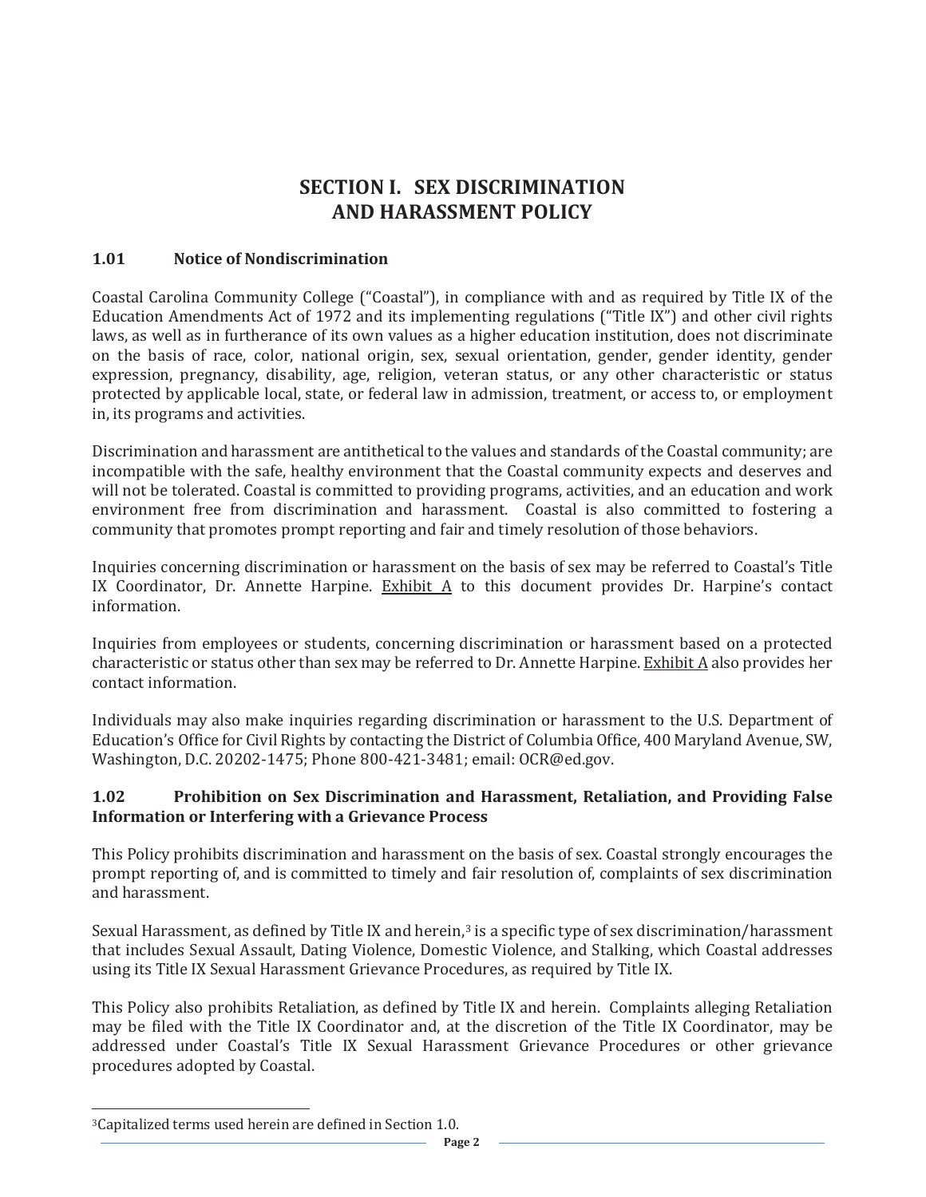# SECTION I. SEX DISCRIMINATION AND HARASSMENT POLICY

## 1.01 Notice of Nondiscrimination

Coastal Carolina Community College ("Coastal"), in compliance with and as required by Title IX of the Education Amendments Act of 1972 and its implementing regulations ("Title IX") and other civil rights laws, as well as in furtherance of its own values as a higher education institution, does not discriminate on the basis of race, color, national origin, sex, sexual orientation, gender, gender identity, gender expression, pregnancy, disability, age, religion, veteran status, or any other characteristic or status protected by applicable local, state, or federal law in admission, treatment, or access to, or employment in, its programs and activities.

Discrimination and harassment are antithetical to the values and standards of the Coastal community; are incompatible with the safe, healthy environment that the Coastal community expects and deserves and will not be tolerated. Coastal is committed to providing programs, activities, and an education and work environment free from discrimination and harassment. Coastal is also committed to fostering a community that promotes prompt reporting and fair and timely resolution of those behaviors.

Inquiries concerning discrimination or harassment on the basis of sex may be referred to Coastal's Title IX Coordinator, Dr. Annette Harpine. Exhibit A to this document provides Dr. Harpine's contact information.

Inquiries from employees or students, concerning discrimination or harassment based on a protected characteristic or status other than sex may be referred to Dr. Annette Harpine. Exhibit A also provides her contact information.

Individuals may also make inquiries regarding discrimination or harassment to the U.S. Department of Education's Office for Civil Rights by contacting the District of Columbia Office, 400 Maryland Avenue, SW, Washington, D.C. 20202-1475; Phone 800-421-3481; email: OCR@ed.gov.

## 1.02 Prohibition on Sex Discrimination and Harassment, Retaliation, and Providing False Information or Interfering with a Grievance Process

This Policy prohibits discrimination and harassment on the basis of sex. Coastal strongly encourages the prompt reporting of, and is committed to timely and fair resolution of, complaints of sex discrimination and harassment.

Sexual Harassment, as defined by Title IX and herein,[3] is a specific type of sex discrimination/harassment that includes Sexual Assault, Dating Violence, Domestic Violence, and Stalking, which Coastal addresses using its Title IX Sexual Harassment Grievance Procedures, as required by Title IX.

This Policy also prohibits Retaliation, as defined by Title IX and herein. Complaints alleging Retaliation may be filed with the Title IX Coordinator and, at the discretion of the Title IX Coordinator, may be addressed under Coastal's Title IX Sexual Harassment Grievance Procedures or other grievance procedures adopted by Coastal.

---

[3] Capitalized terms used herein are defined in Section 1.0.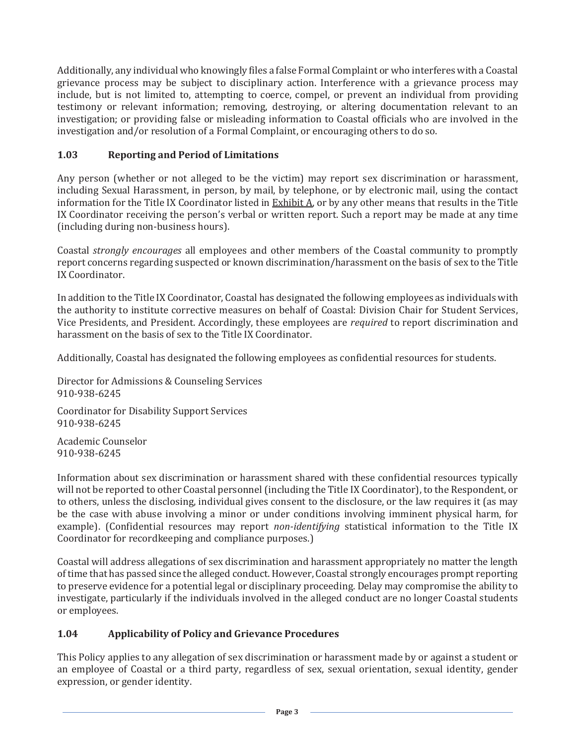Additionally, any individual who knowingly files a false Formal Complaint or who interferes with a Coastal grievance process may be subject to disciplinary action. Interference with a grievance process may include, but is not limited to, attempting to coerce, compel, or prevent an individual from providing testimony or relevant information; removing, destroying, or altering documentation relevant to an investigation; or providing false or misleading information to Coastal officials who are involved in the investigation and/or resolution of a Formal Complaint, or encouraging others to do so.

### 1.03 Reporting and Period of Limitations

Any person (whether or not alleged to be the victim) may report sex discrimination or harassment, including Sexual Harassment, in person, by mail, by telephone, or by electronic mail, using the contact information for the Title IX Coordinator listed in Exhibit A, or by any other means that results in the Title IX Coordinator receiving the person's verbal or written report. Such a report may be made at any time (including during non-business hours).

Coastal *strongly encourages* all employees and other members of the Coastal community to promptly report concerns regarding suspected or known discrimination/harassment on the basis of sex to the Title IX Coordinator.

In addition to the Title IX Coordinator, Coastal has designated the following employees as individuals with the authority to institute corrective measures on behalf of Coastal: Division Chair for Student Services, Vice Presidents, and President. Accordingly, these employees are *required* to report discrimination and harassment on the basis of sex to the Title IX Coordinator.

Additionally, Coastal has designated the following employees as confidential resources for students.

Director for Admissions & Counseling Services
910-938-6245

Coordinator for Disability Support Services
910-938-6245

Academic Counselor
910-938-6245

Information about sex discrimination or harassment shared with these confidential resources typically will not be reported to other Coastal personnel (including the Title IX Coordinator), to the Respondent, or to others, unless the disclosing, individual gives consent to the disclosure, or the law requires it (as may be the case with abuse involving a minor or under conditions involving imminent physical harm, for example). (Confidential resources may report *non-identifying* statistical information to the Title IX Coordinator for recordkeeping and compliance purposes.)

Coastal will address allegations of sex discrimination and harassment appropriately no matter the length of time that has passed since the alleged conduct. However, Coastal strongly encourages prompt reporting to preserve evidence for a potential legal or disciplinary proceeding. Delay may compromise the ability to investigate, particularly if the individuals involved in the alleged conduct are no longer Coastal students or employees.

### 1.04 Applicability of Policy and Grievance Procedures

This Policy applies to any allegation of sex discrimination or harassment made by or against a student or an employee of Coastal or a third party, regardless of sex, sexual orientation, sexual identity, gender expression, or gender identity.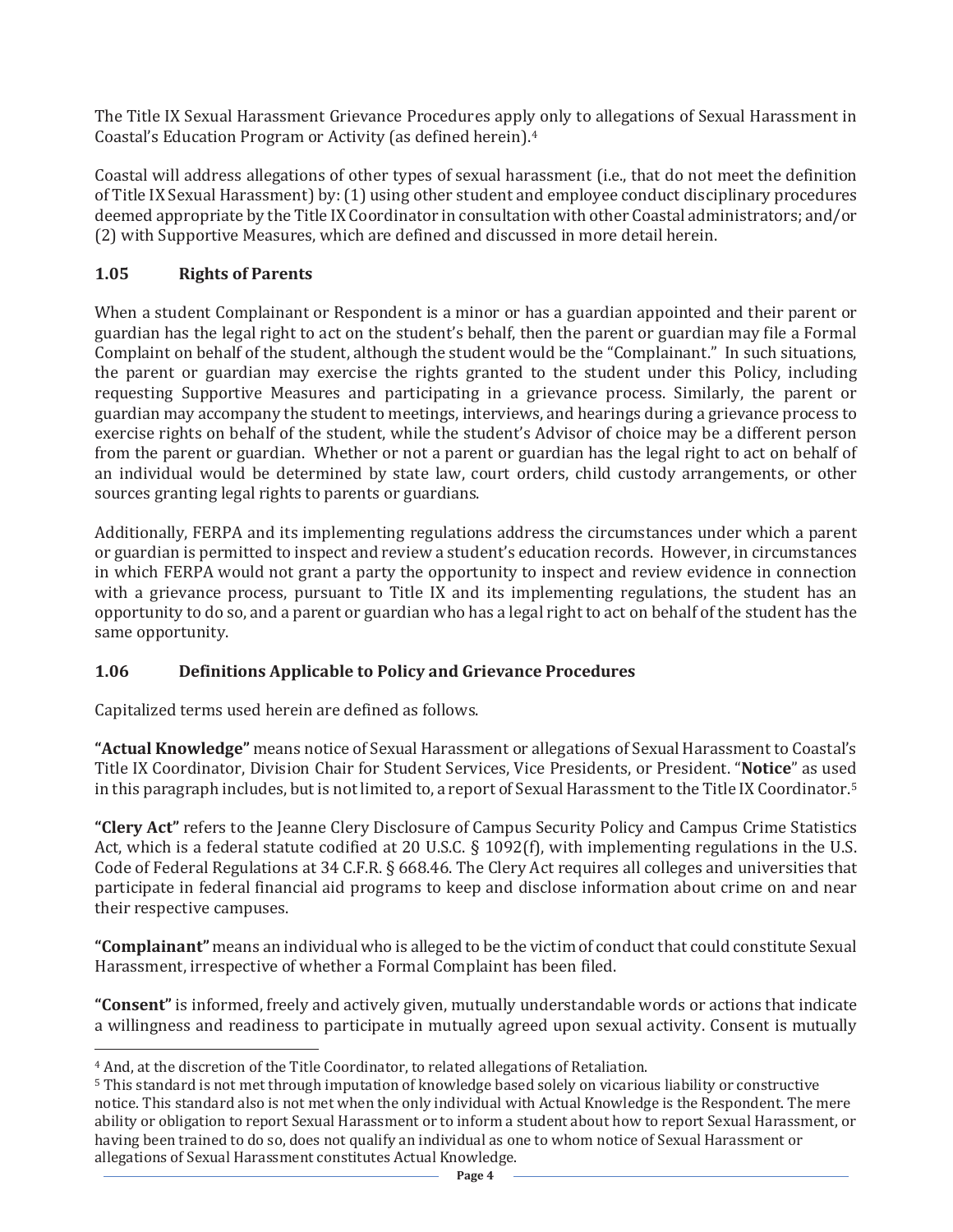The Title IX Sexual Harassment Grievance Procedures apply only to allegations of Sexual Harassment in Coastal's Education Program or Activity (as defined herein).[4]

Coastal will address allegations of other types of sexual harassment (i.e., that do not meet the definition of Title IX Sexual Harassment) by: (1) using other student and employee conduct disciplinary procedures deemed appropriate by the Title IX Coordinator in consultation with other Coastal administrators; and/or (2) with Supportive Measures, which are defined and discussed in more detail herein.

### 1.05 Rights of Parents

When a student Complainant or Respondent is a minor or has a guardian appointed and their parent or guardian has the legal right to act on the student's behalf, then the parent or guardian may file a Formal Complaint on behalf of the student, although the student would be the "Complainant." In such situations, the parent or guardian may exercise the rights granted to the student under this Policy, including requesting Supportive Measures and participating in a grievance process. Similarly, the parent or guardian may accompany the student to meetings, interviews, and hearings during a grievance process to exercise rights on behalf of the student, while the student's Advisor of choice may be a different person from the parent or guardian. Whether or not a parent or guardian has the legal right to act on behalf of an individual would be determined by state law, court orders, child custody arrangements, or other sources granting legal rights to parents or guardians.

Additionally, FERPA and its implementing regulations address the circumstances under which a parent or guardian is permitted to inspect and review a student's education records. However, in circumstances in which FERPA would not grant a party the opportunity to inspect and review evidence in connection with a grievance process, pursuant to Title IX and its implementing regulations, the student has an opportunity to do so, and a parent or guardian who has a legal right to act on behalf of the student has the same opportunity.

### 1.06 Definitions Applicable to Policy and Grievance Procedures

Capitalized terms used herein are defined as follows.

**"Actual Knowledge"** means notice of Sexual Harassment or allegations of Sexual Harassment to Coastal's Title IX Coordinator, Division Chair for Student Services, Vice Presidents, or President. "**Notice**" as used in this paragraph includes, but is not limited to, a report of Sexual Harassment to the Title IX Coordinator.[5]

**"Clery Act"** refers to the Jeanne Clery Disclosure of Campus Security Policy and Campus Crime Statistics Act, which is a federal statute codified at 20 U.S.C. § 1092(f), with implementing regulations in the U.S. Code of Federal Regulations at 34 C.F.R. § 668.46. The Clery Act requires all colleges and universities that participate in federal financial aid programs to keep and disclose information about crime on and near their respective campuses.

**"Complainant"** means an individual who is alleged to be the victim of conduct that could constitute Sexual Harassment, irrespective of whether a Formal Complaint has been filed.

**"Consent"** is informed, freely and actively given, mutually understandable words or actions that indicate a willingness and readiness to participate in mutually agreed upon sexual activity. Consent is mutually

---

[4] And, at the discretion of the Title Coordinator, to related allegations of Retaliation.

[5] This standard is not met through imputation of knowledge based solely on vicarious liability or constructive notice. This standard also is not met when the only individual with Actual Knowledge is the Respondent. The mere ability or obligation to report Sexual Harassment or to inform a student about how to report Sexual Harassment, or having been trained to do so, does not qualify an individual as one to whom notice of Sexual Harassment or allegations of Sexual Harassment constitutes Actual Knowledge.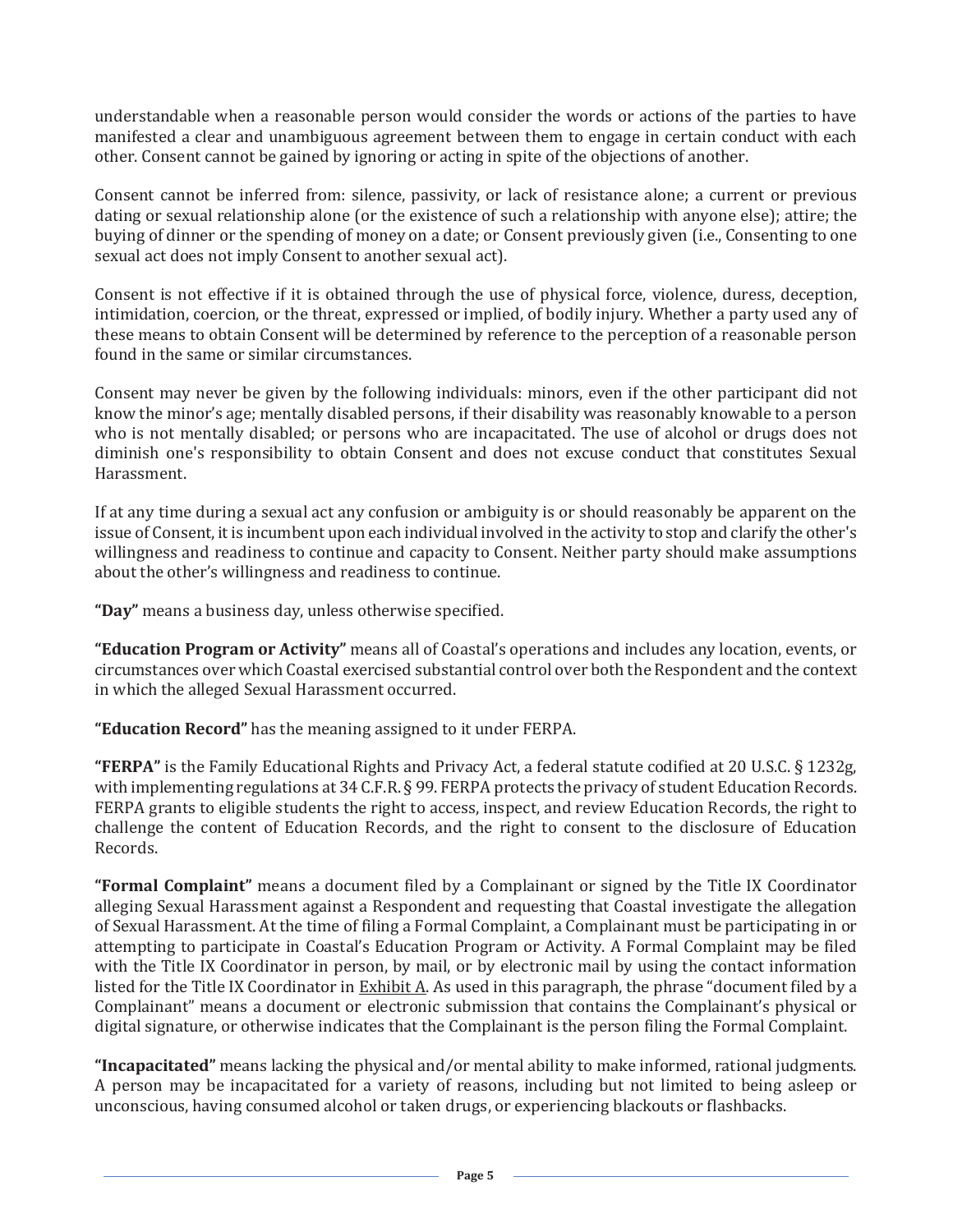understandable when a reasonable person would consider the words or actions of the parties to have manifested a clear and unambiguous agreement between them to engage in certain conduct with each other. Consent cannot be gained by ignoring or acting in spite of the objections of another.

Consent cannot be inferred from: silence, passivity, or lack of resistance alone; a current or previous dating or sexual relationship alone (or the existence of such a relationship with anyone else); attire; the buying of dinner or the spending of money on a date; or Consent previously given (i.e., Consenting to one sexual act does not imply Consent to another sexual act).

Consent is not effective if it is obtained through the use of physical force, violence, duress, deception, intimidation, coercion, or the threat, expressed or implied, of bodily injury. Whether a party used any of these means to obtain Consent will be determined by reference to the perception of a reasonable person found in the same or similar circumstances.

Consent may never be given by the following individuals: minors, even if the other participant did not know the minor's age; mentally disabled persons, if their disability was reasonably knowable to a person who is not mentally disabled; or persons who are incapacitated. The use of alcohol or drugs does not diminish one's responsibility to obtain Consent and does not excuse conduct that constitutes Sexual Harassment.

If at any time during a sexual act any confusion or ambiguity is or should reasonably be apparent on the issue of Consent, it is incumbent upon each individual involved in the activity to stop and clarify the other's willingness and readiness to continue and capacity to Consent. Neither party should make assumptions about the other's willingness and readiness to continue.

**"Day"** means a business day, unless otherwise specified.

**"Education Program or Activity"** means all of Coastal's operations and includes any location, events, or circumstances over which Coastal exercised substantial control over both the Respondent and the context in which the alleged Sexual Harassment occurred.

**"Education Record"** has the meaning assigned to it under FERPA.

**"FERPA"** is the Family Educational Rights and Privacy Act, a federal statute codified at 20 U.S.C. § 1232g, with implementing regulations at 34 C.F.R. § 99. FERPA protects the privacy of student Education Records. FERPA grants to eligible students the right to access, inspect, and review Education Records, the right to challenge the content of Education Records, and the right to consent to the disclosure of Education Records.

**"Formal Complaint"** means a document filed by a Complainant or signed by the Title IX Coordinator alleging Sexual Harassment against a Respondent and requesting that Coastal investigate the allegation of Sexual Harassment. At the time of filing a Formal Complaint, a Complainant must be participating in or attempting to participate in Coastal's Education Program or Activity. A Formal Complaint may be filed with the Title IX Coordinator in person, by mail, or by electronic mail by using the contact information listed for the Title IX Coordinator in Exhibit A. As used in this paragraph, the phrase "document filed by a Complainant" means a document or electronic submission that contains the Complainant's physical or digital signature, or otherwise indicates that the Complainant is the person filing the Formal Complaint.

**"Incapacitated"** means lacking the physical and/or mental ability to make informed, rational judgments. A person may be incapacitated for a variety of reasons, including but not limited to being asleep or unconscious, having consumed alcohol or taken drugs, or experiencing blackouts or flashbacks.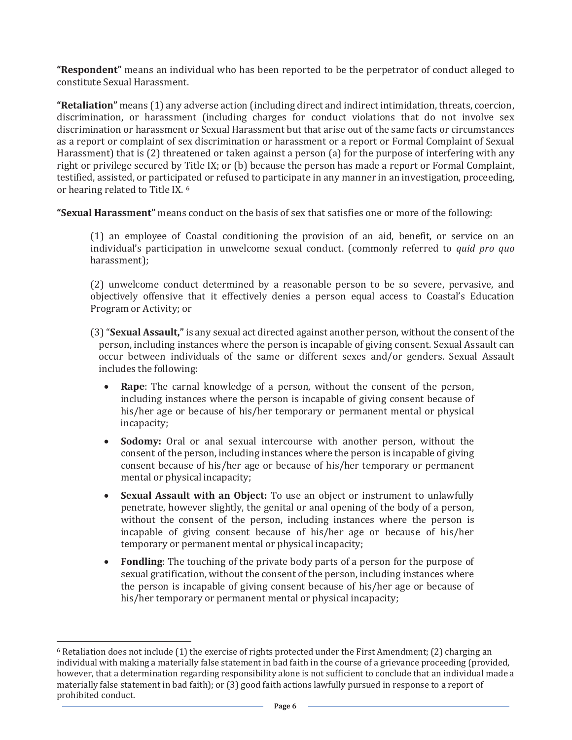**"Respondent"** means an individual who has been reported to be the perpetrator of conduct alleged to constitute Sexual Harassment.

**"Retaliation"** means (1) any adverse action (including direct and indirect intimidation, threats, coercion, discrimination, or harassment (including charges for conduct violations that do not involve sex discrimination or harassment or Sexual Harassment but that arise out of the same facts or circumstances as a report or complaint of sex discrimination or harassment or a report or Formal Complaint of Sexual Harassment) that is (2) threatened or taken against a person (a) for the purpose of interfering with any right or privilege secured by Title IX; or (b) because the person has made a report or Formal Complaint, testified, assisted, or participated or refused to participate in any manner in an investigation, proceeding, or hearing related to Title IX. [6]

**"Sexual Harassment"** means conduct on the basis of sex that satisfies one or more of the following:

(1) an employee of Coastal conditioning the provision of an aid, benefit, or service on an individual's participation in unwelcome sexual conduct. (commonly referred to *quid pro quo* harassment);

(2) unwelcome conduct determined by a reasonable person to be so severe, pervasive, and objectively offensive that it effectively denies a person equal access to Coastal's Education Program or Activity; or

(3) "**Sexual Assault,**" is any sexual act directed against another person, without the consent of the person, including instances where the person is incapable of giving consent. Sexual Assault can occur between individuals of the same or different sexes and/or genders. Sexual Assault includes the following:

- **Rape**: The carnal knowledge of a person, without the consent of the person, including instances where the person is incapable of giving consent because of his/her age or because of his/her temporary or permanent mental or physical incapacity;
- **Sodomy:** Oral or anal sexual intercourse with another person, without the consent of the person, including instances where the person is incapable of giving consent because of his/her age or because of his/her temporary or permanent mental or physical incapacity;
- **Sexual Assault with an Object:** To use an object or instrument to unlawfully penetrate, however slightly, the genital or anal opening of the body of a person, without the consent of the person, including instances where the person is incapable of giving consent because of his/her age or because of his/her temporary or permanent mental or physical incapacity;
- **Fondling**: The touching of the private body parts of a person for the purpose of sexual gratification, without the consent of the person, including instances where the person is incapable of giving consent because of his/her age or because of his/her temporary or permanent mental or physical incapacity;

[6] Retaliation does not include (1) the exercise of rights protected under the First Amendment; (2) charging an individual with making a materially false statement in bad faith in the course of a grievance proceeding (provided, however, that a determination regarding responsibility alone is not sufficient to conclude that an individual made a materially false statement in bad faith); or (3) good faith actions lawfully pursued in response to a report of prohibited conduct.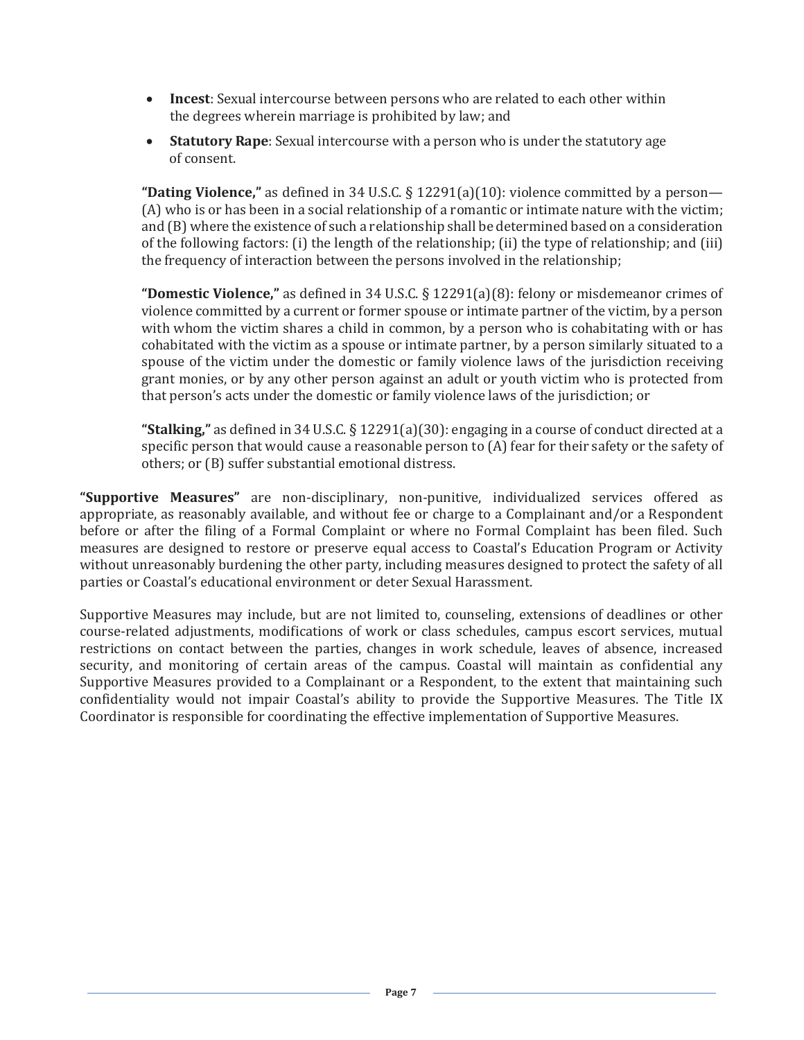- **Incest**: Sexual intercourse between persons who are related to each other within the degrees wherein marriage is prohibited by law; and
- **Statutory Rape**: Sexual intercourse with a person who is under the statutory age of consent.

**"Dating Violence,"** as defined in 34 U.S.C. § 12291(a)(10): violence committed by a person— (A) who is or has been in a social relationship of a romantic or intimate nature with the victim; and (B) where the existence of such a relationship shall be determined based on a consideration of the following factors: (i) the length of the relationship; (ii) the type of relationship; and (iii) the frequency of interaction between the persons involved in the relationship;

**"Domestic Violence,"** as defined in 34 U.S.C. § 12291(a)(8): felony or misdemeanor crimes of violence committed by a current or former spouse or intimate partner of the victim, by a person with whom the victim shares a child in common, by a person who is cohabitating with or has cohabitated with the victim as a spouse or intimate partner, by a person similarly situated to a spouse of the victim under the domestic or family violence laws of the jurisdiction receiving grant monies, or by any other person against an adult or youth victim who is protected from that person's acts under the domestic or family violence laws of the jurisdiction; or

**"Stalking,"** as defined in 34 U.S.C. § 12291(a)(30): engaging in a course of conduct directed at a specific person that would cause a reasonable person to (A) fear for their safety or the safety of others; or (B) suffer substantial emotional distress.

**"Supportive Measures"** are non-disciplinary, non-punitive, individualized services offered as appropriate, as reasonably available, and without fee or charge to a Complainant and/or a Respondent before or after the filing of a Formal Complaint or where no Formal Complaint has been filed. Such measures are designed to restore or preserve equal access to Coastal's Education Program or Activity without unreasonably burdening the other party, including measures designed to protect the safety of all parties or Coastal's educational environment or deter Sexual Harassment.

Supportive Measures may include, but are not limited to, counseling, extensions of deadlines or other course-related adjustments, modifications of work or class schedules, campus escort services, mutual restrictions on contact between the parties, changes in work schedule, leaves of absence, increased security, and monitoring of certain areas of the campus. Coastal will maintain as confidential any Supportive Measures provided to a Complainant or a Respondent, to the extent that maintaining such confidentiality would not impair Coastal's ability to provide the Supportive Measures. The Title IX Coordinator is responsible for coordinating the effective implementation of Supportive Measures.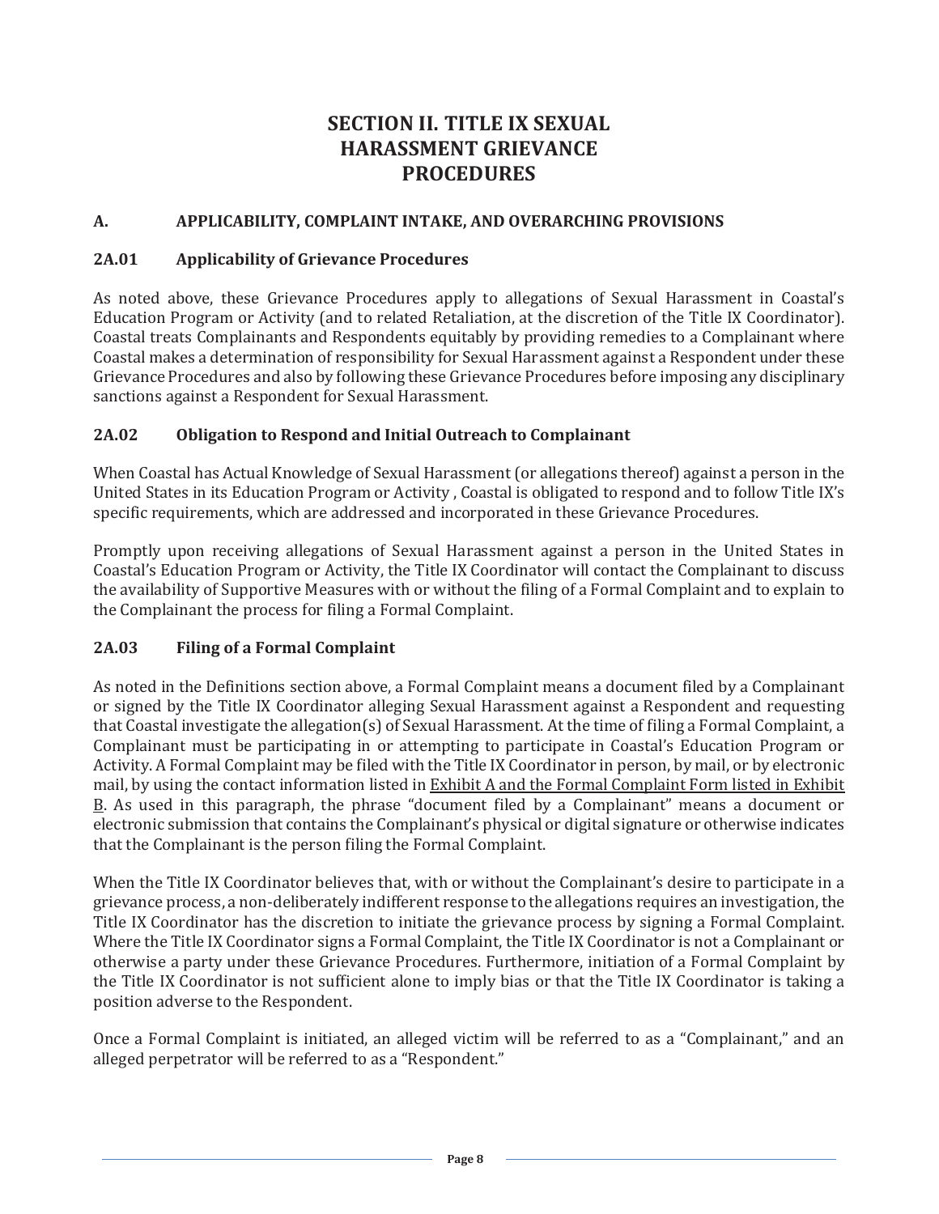# SECTION II. TITLE IX SEXUAL HARASSMENT GRIEVANCE PROCEDURES

## A. APPLICABILITY, COMPLAINT INTAKE, AND OVERARCHING PROVISIONS

### 2A.01 Applicability of Grievance Procedures

As noted above, these Grievance Procedures apply to allegations of Sexual Harassment in Coastal's Education Program or Activity (and to related Retaliation, at the discretion of the Title IX Coordinator). Coastal treats Complainants and Respondents equitably by providing remedies to a Complainant where Coastal makes a determination of responsibility for Sexual Harassment against a Respondent under these Grievance Procedures and also by following these Grievance Procedures before imposing any disciplinary sanctions against a Respondent for Sexual Harassment.

### 2A.02 Obligation to Respond and Initial Outreach to Complainant

When Coastal has Actual Knowledge of Sexual Harassment (or allegations thereof) against a person in the United States in its Education Program or Activity , Coastal is obligated to respond and to follow Title IX's specific requirements, which are addressed and incorporated in these Grievance Procedures.

Promptly upon receiving allegations of Sexual Harassment against a person in the United States in Coastal's Education Program or Activity, the Title IX Coordinator will contact the Complainant to discuss the availability of Supportive Measures with or without the filing of a Formal Complaint and to explain to the Complainant the process for filing a Formal Complaint.

### 2A.03 Filing of a Formal Complaint

As noted in the Definitions section above, a Formal Complaint means a document filed by a Complainant or signed by the Title IX Coordinator alleging Sexual Harassment against a Respondent and requesting that Coastal investigate the allegation(s) of Sexual Harassment. At the time of filing a Formal Complaint, a Complainant must be participating in or attempting to participate in Coastal's Education Program or Activity. A Formal Complaint may be filed with the Title IX Coordinator in person, by mail, or by electronic mail, by using the contact information listed in Exhibit A and the Formal Complaint Form listed in Exhibit B. As used in this paragraph, the phrase "document filed by a Complainant" means a document or electronic submission that contains the Complainant's physical or digital signature or otherwise indicates that the Complainant is the person filing the Formal Complaint.

When the Title IX Coordinator believes that, with or without the Complainant's desire to participate in a grievance process, a non-deliberately indifferent response to the allegations requires an investigation, the Title IX Coordinator has the discretion to initiate the grievance process by signing a Formal Complaint. Where the Title IX Coordinator signs a Formal Complaint, the Title IX Coordinator is not a Complainant or otherwise a party under these Grievance Procedures. Furthermore, initiation of a Formal Complaint by the Title IX Coordinator is not sufficient alone to imply bias or that the Title IX Coordinator is taking a position adverse to the Respondent.

Once a Formal Complaint is initiated, an alleged victim will be referred to as a "Complainant," and an alleged perpetrator will be referred to as a "Respondent."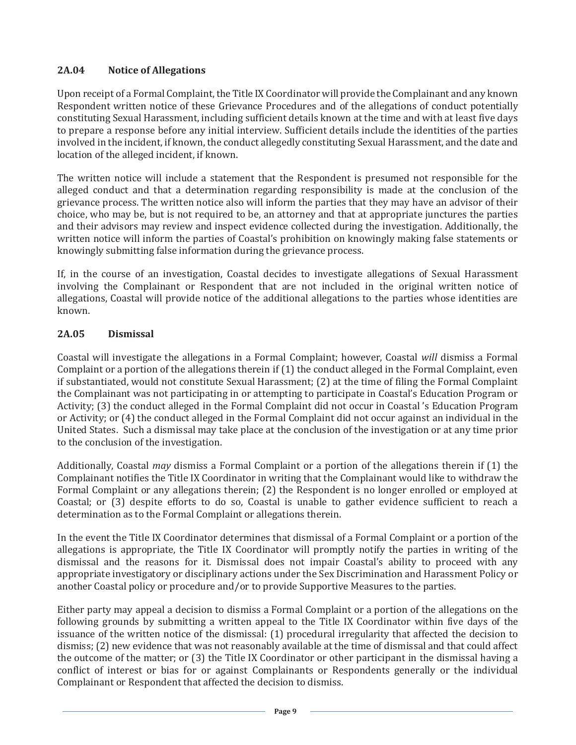### 2A.04 Notice of Allegations

Upon receipt of a Formal Complaint, the Title IX Coordinator will provide the Complainant and any known Respondent written notice of these Grievance Procedures and of the allegations of conduct potentially constituting Sexual Harassment, including sufficient details known at the time and with at least five days to prepare a response before any initial interview. Sufficient details include the identities of the parties involved in the incident, if known, the conduct allegedly constituting Sexual Harassment, and the date and location of the alleged incident, if known.

The written notice will include a statement that the Respondent is presumed not responsible for the alleged conduct and that a determination regarding responsibility is made at the conclusion of the grievance process. The written notice also will inform the parties that they may have an advisor of their choice, who may be, but is not required to be, an attorney and that at appropriate junctures the parties and their advisors may review and inspect evidence collected during the investigation. Additionally, the written notice will inform the parties of Coastal's prohibition on knowingly making false statements or knowingly submitting false information during the grievance process.

If, in the course of an investigation, Coastal decides to investigate allegations of Sexual Harassment involving the Complainant or Respondent that are not included in the original written notice of allegations, Coastal will provide notice of the additional allegations to the parties whose identities are known.

### 2A.05 Dismissal

Coastal will investigate the allegations in a Formal Complaint; however, Coastal *will* dismiss a Formal Complaint or a portion of the allegations therein if (1) the conduct alleged in the Formal Complaint, even if substantiated, would not constitute Sexual Harassment; (2) at the time of filing the Formal Complaint the Complainant was not participating in or attempting to participate in Coastal's Education Program or Activity; (3) the conduct alleged in the Formal Complaint did not occur in Coastal 's Education Program or Activity; or (4) the conduct alleged in the Formal Complaint did not occur against an individual in the United States. Such a dismissal may take place at the conclusion of the investigation or at any time prior to the conclusion of the investigation.

Additionally, Coastal *may* dismiss a Formal Complaint or a portion of the allegations therein if (1) the Complainant notifies the Title IX Coordinator in writing that the Complainant would like to withdraw the Formal Complaint or any allegations therein; (2) the Respondent is no longer enrolled or employed at Coastal; or (3) despite efforts to do so, Coastal is unable to gather evidence sufficient to reach a determination as to the Formal Complaint or allegations therein.

In the event the Title IX Coordinator determines that dismissal of a Formal Complaint or a portion of the allegations is appropriate, the Title IX Coordinator will promptly notify the parties in writing of the dismissal and the reasons for it. Dismissal does not impair Coastal's ability to proceed with any appropriate investigatory or disciplinary actions under the Sex Discrimination and Harassment Policy or another Coastal policy or procedure and/or to provide Supportive Measures to the parties.

Either party may appeal a decision to dismiss a Formal Complaint or a portion of the allegations on the following grounds by submitting a written appeal to the Title IX Coordinator within five days of the issuance of the written notice of the dismissal: (1) procedural irregularity that affected the decision to dismiss; (2) new evidence that was not reasonably available at the time of dismissal and that could affect the outcome of the matter; or (3) the Title IX Coordinator or other participant in the dismissal having a conflict of interest or bias for or against Complainants or Respondents generally or the individual Complainant or Respondent that affected the decision to dismiss.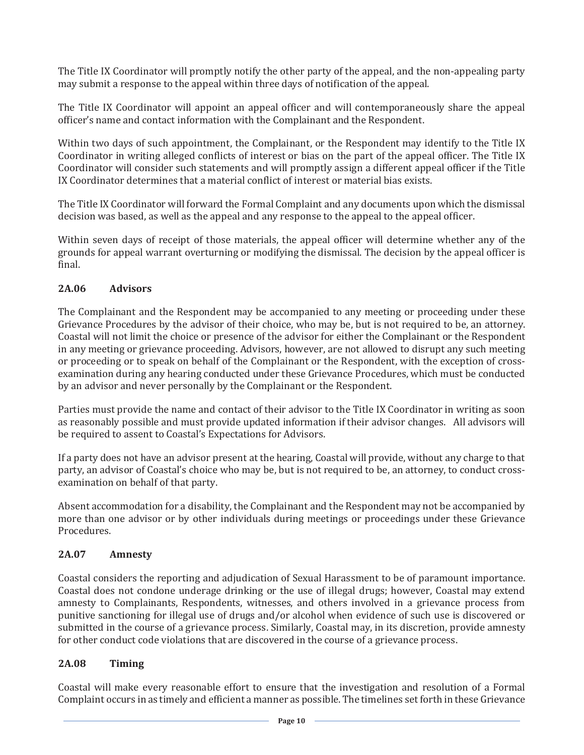The Title IX Coordinator will promptly notify the other party of the appeal, and the non-appealing party may submit a response to the appeal within three days of notification of the appeal.

The Title IX Coordinator will appoint an appeal officer and will contemporaneously share the appeal officer's name and contact information with the Complainant and the Respondent.

Within two days of such appointment, the Complainant, or the Respondent may identify to the Title IX Coordinator in writing alleged conflicts of interest or bias on the part of the appeal officer. The Title IX Coordinator will consider such statements and will promptly assign a different appeal officer if the Title IX Coordinator determines that a material conflict of interest or material bias exists.

The Title IX Coordinator will forward the Formal Complaint and any documents upon which the dismissal decision was based, as well as the appeal and any response to the appeal to the appeal officer.

Within seven days of receipt of those materials, the appeal officer will determine whether any of the grounds for appeal warrant overturning or modifying the dismissal. The decision by the appeal officer is final.

### 2A.06 Advisors

The Complainant and the Respondent may be accompanied to any meeting or proceeding under these Grievance Procedures by the advisor of their choice, who may be, but is not required to be, an attorney. Coastal will not limit the choice or presence of the advisor for either the Complainant or the Respondent in any meeting or grievance proceeding. Advisors, however, are not allowed to disrupt any such meeting or proceeding or to speak on behalf of the Complainant or the Respondent, with the exception of cross-examination during any hearing conducted under these Grievance Procedures, which must be conducted by an advisor and never personally by the Complainant or the Respondent.

Parties must provide the name and contact of their advisor to the Title IX Coordinator in writing as soon as reasonably possible and must provide updated information if their advisor changes. All advisors will be required to assent to Coastal's Expectations for Advisors.

If a party does not have an advisor present at the hearing, Coastal will provide, without any charge to that party, an advisor of Coastal's choice who may be, but is not required to be, an attorney, to conduct cross-examination on behalf of that party.

Absent accommodation for a disability, the Complainant and the Respondent may not be accompanied by more than one advisor or by other individuals during meetings or proceedings under these Grievance Procedures.

### 2A.07 Amnesty

Coastal considers the reporting and adjudication of Sexual Harassment to be of paramount importance. Coastal does not condone underage drinking or the use of illegal drugs; however, Coastal may extend amnesty to Complainants, Respondents, witnesses, and others involved in a grievance process from punitive sanctioning for illegal use of drugs and/or alcohol when evidence of such use is discovered or submitted in the course of a grievance process. Similarly, Coastal may, in its discretion, provide amnesty for other conduct code violations that are discovered in the course of a grievance process.

### 2A.08 Timing

Coastal will make every reasonable effort to ensure that the investigation and resolution of a Formal Complaint occurs in as timely and efficient a manner as possible. The timelines set forth in these Grievance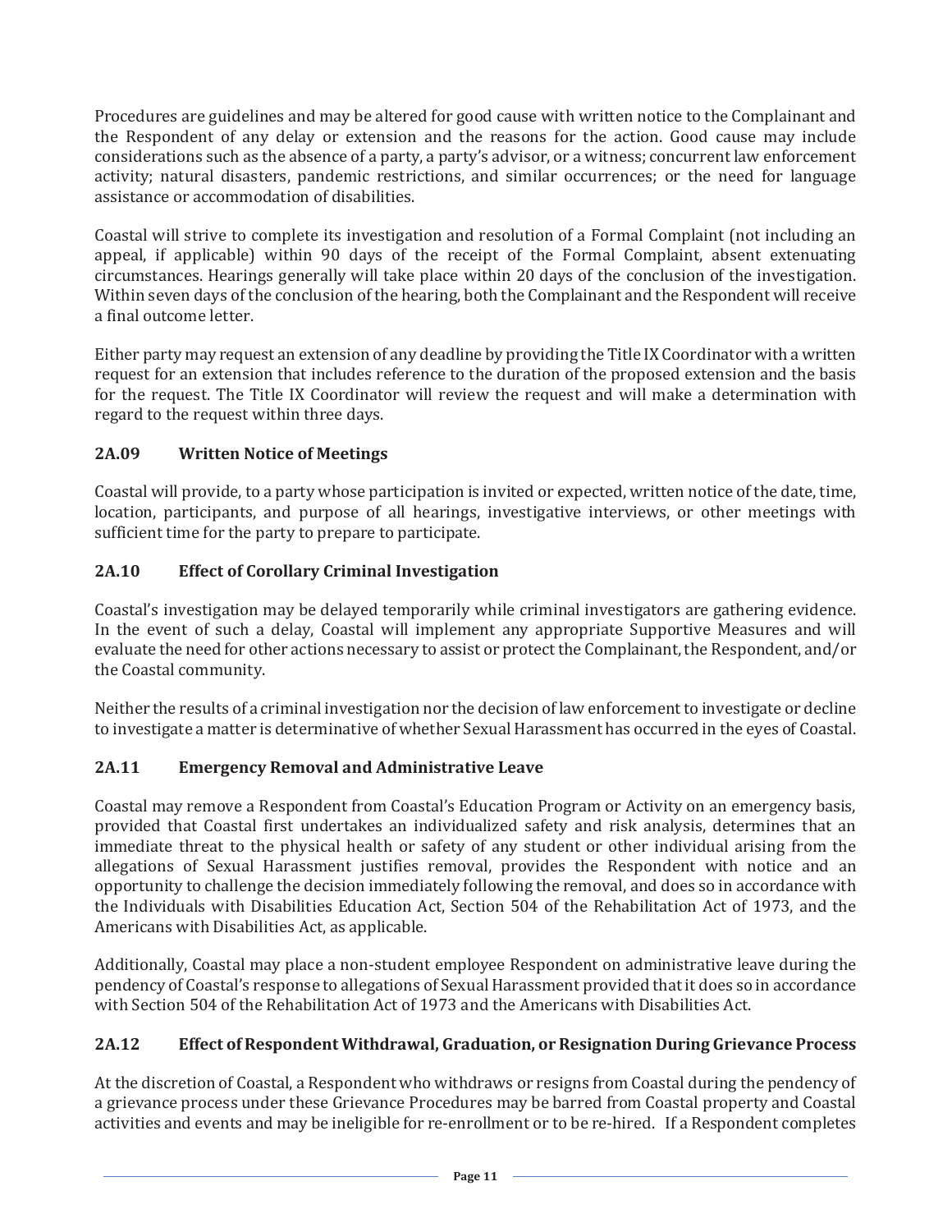Procedures are guidelines and may be altered for good cause with written notice to the Complainant and the Respondent of any delay or extension and the reasons for the action. Good cause may include considerations such as the absence of a party, a party's advisor, or a witness; concurrent law enforcement activity; natural disasters, pandemic restrictions, and similar occurrences; or the need for language assistance or accommodation of disabilities.

Coastal will strive to complete its investigation and resolution of a Formal Complaint (not including an appeal, if applicable) within 90 days of the receipt of the Formal Complaint, absent extenuating circumstances. Hearings generally will take place within 20 days of the conclusion of the investigation. Within seven days of the conclusion of the hearing, both the Complainant and the Respondent will receive a final outcome letter.

Either party may request an extension of any deadline by providing the Title IX Coordinator with a written request for an extension that includes reference to the duration of the proposed extension and the basis for the request. The Title IX Coordinator will review the request and will make a determination with regard to the request within three days.

### 2A.09 Written Notice of Meetings

Coastal will provide, to a party whose participation is invited or expected, written notice of the date, time, location, participants, and purpose of all hearings, investigative interviews, or other meetings with sufficient time for the party to prepare to participate.

### 2A.10 Effect of Corollary Criminal Investigation

Coastal's investigation may be delayed temporarily while criminal investigators are gathering evidence. In the event of such a delay, Coastal will implement any appropriate Supportive Measures and will evaluate the need for other actions necessary to assist or protect the Complainant, the Respondent, and/or the Coastal community.

Neither the results of a criminal investigation nor the decision of law enforcement to investigate or decline to investigate a matter is determinative of whether Sexual Harassment has occurred in the eyes of Coastal.

### 2A.11 Emergency Removal and Administrative Leave

Coastal may remove a Respondent from Coastal's Education Program or Activity on an emergency basis, provided that Coastal first undertakes an individualized safety and risk analysis, determines that an immediate threat to the physical health or safety of any student or other individual arising from the allegations of Sexual Harassment justifies removal, provides the Respondent with notice and an opportunity to challenge the decision immediately following the removal, and does so in accordance with the Individuals with Disabilities Education Act, Section 504 of the Rehabilitation Act of 1973, and the Americans with Disabilities Act, as applicable.

Additionally, Coastal may place a non-student employee Respondent on administrative leave during the pendency of Coastal's response to allegations of Sexual Harassment provided that it does so in accordance with Section 504 of the Rehabilitation Act of 1973 and the Americans with Disabilities Act.

### 2A.12 Effect of Respondent Withdrawal, Graduation, or Resignation During Grievance Process

At the discretion of Coastal, a Respondent who withdraws or resigns from Coastal during the pendency of a grievance process under these Grievance Procedures may be barred from Coastal property and Coastal activities and events and may be ineligible for re-enrollment or to be re-hired. If a Respondent completes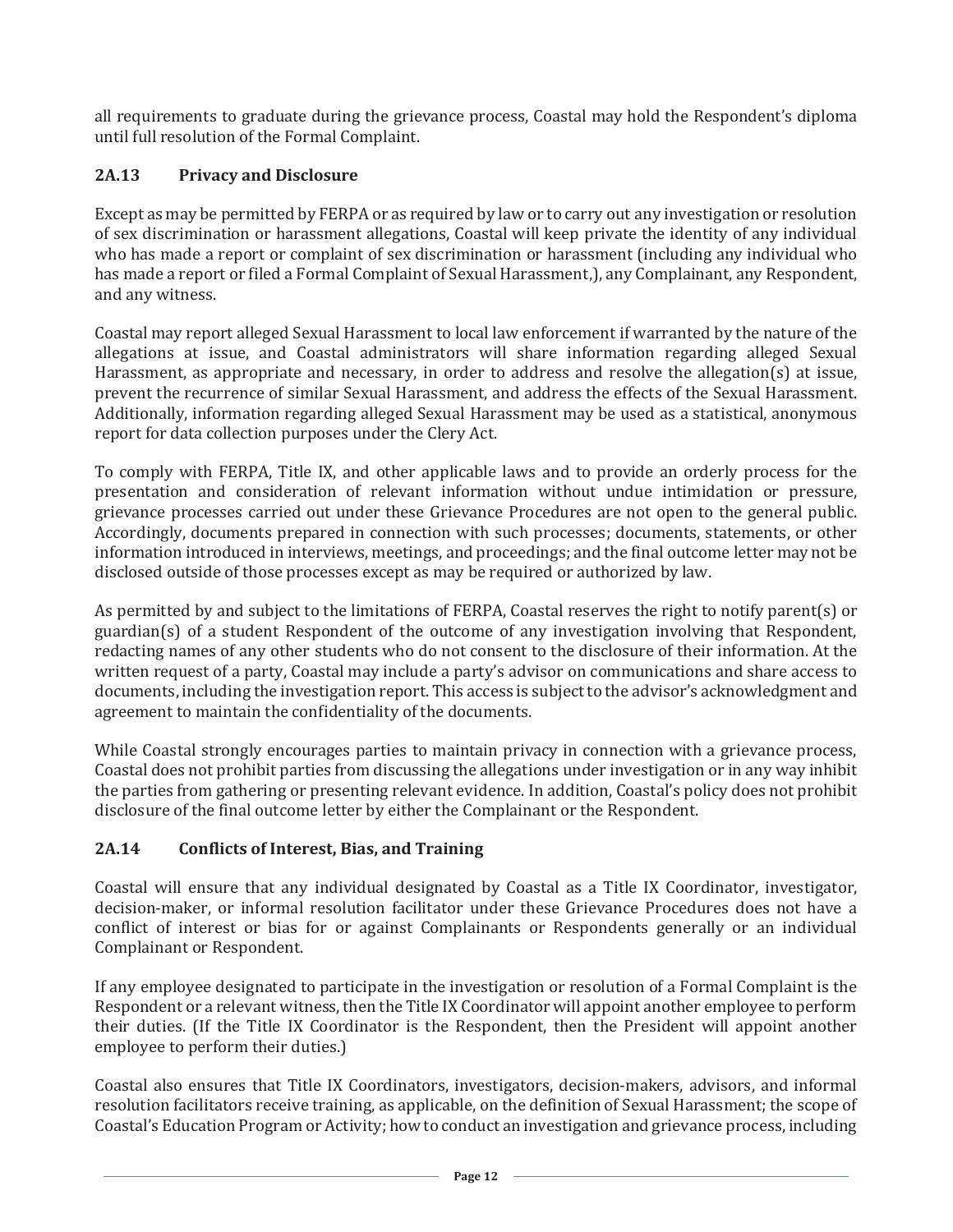all requirements to graduate during the grievance process, Coastal may hold the Respondent's diploma until full resolution of the Formal Complaint.

### 2A.13 Privacy and Disclosure

Except as may be permitted by FERPA or as required by law or to carry out any investigation or resolution of sex discrimination or harassment allegations, Coastal will keep private the identity of any individual who has made a report or complaint of sex discrimination or harassment (including any individual who has made a report or filed a Formal Complaint of Sexual Harassment,), any Complainant, any Respondent, and any witness.

Coastal may report alleged Sexual Harassment to local law enforcement if warranted by the nature of the allegations at issue, and Coastal administrators will share information regarding alleged Sexual Harassment, as appropriate and necessary, in order to address and resolve the allegation(s) at issue, prevent the recurrence of similar Sexual Harassment, and address the effects of the Sexual Harassment. Additionally, information regarding alleged Sexual Harassment may be used as a statistical, anonymous report for data collection purposes under the Clery Act.

To comply with FERPA, Title IX, and other applicable laws and to provide an orderly process for the presentation and consideration of relevant information without undue intimidation or pressure, grievance processes carried out under these Grievance Procedures are not open to the general public. Accordingly, documents prepared in connection with such processes; documents, statements, or other information introduced in interviews, meetings, and proceedings; and the final outcome letter may not be disclosed outside of those processes except as may be required or authorized by law.

As permitted by and subject to the limitations of FERPA, Coastal reserves the right to notify parent(s) or guardian(s) of a student Respondent of the outcome of any investigation involving that Respondent, redacting names of any other students who do not consent to the disclosure of their information. At the written request of a party, Coastal may include a party's advisor on communications and share access to documents, including the investigation report. This access is subject to the advisor's acknowledgment and agreement to maintain the confidentiality of the documents.

While Coastal strongly encourages parties to maintain privacy in connection with a grievance process, Coastal does not prohibit parties from discussing the allegations under investigation or in any way inhibit the parties from gathering or presenting relevant evidence. In addition, Coastal's policy does not prohibit disclosure of the final outcome letter by either the Complainant or the Respondent.

### 2A.14 Conflicts of Interest, Bias, and Training

Coastal will ensure that any individual designated by Coastal as a Title IX Coordinator, investigator, decision-maker, or informal resolution facilitator under these Grievance Procedures does not have a conflict of interest or bias for or against Complainants or Respondents generally or an individual Complainant or Respondent.

If any employee designated to participate in the investigation or resolution of a Formal Complaint is the Respondent or a relevant witness, then the Title IX Coordinator will appoint another employee to perform their duties. (If the Title IX Coordinator is the Respondent, then the President will appoint another employee to perform their duties.)

Coastal also ensures that Title IX Coordinators, investigators, decision-makers, advisors, and informal resolution facilitators receive training, as applicable, on the definition of Sexual Harassment; the scope of Coastal's Education Program or Activity; how to conduct an investigation and grievance process, including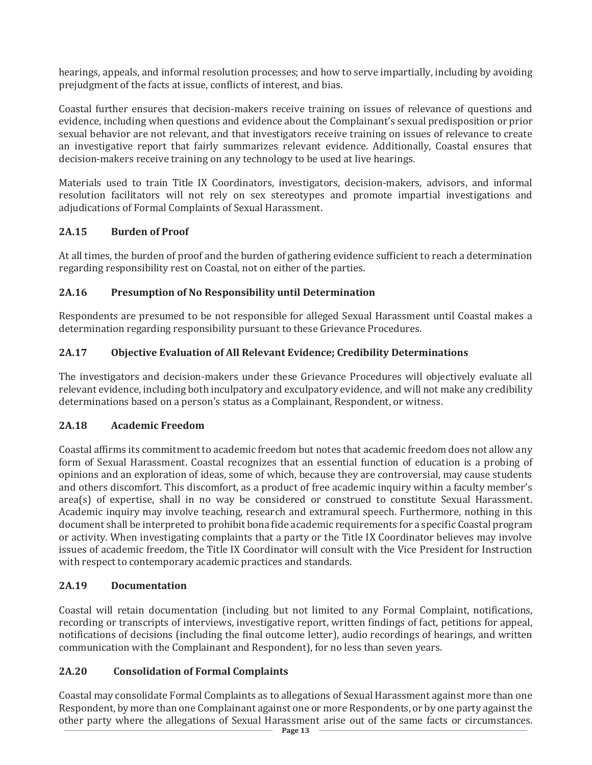hearings, appeals, and informal resolution processes; and how to serve impartially, including by avoiding prejudgment of the facts at issue, conflicts of interest, and bias.

Coastal further ensures that decision-makers receive training on issues of relevance of questions and evidence, including when questions and evidence about the Complainant's sexual predisposition or prior sexual behavior are not relevant, and that investigators receive training on issues of relevance to create an investigative report that fairly summarizes relevant evidence. Additionally, Coastal ensures that decision-makers receive training on any technology to be used at live hearings.

Materials used to train Title IX Coordinators, investigators, decision-makers, advisors, and informal resolution facilitators will not rely on sex stereotypes and promote impartial investigations and adjudications of Formal Complaints of Sexual Harassment.

### 2A.15 Burden of Proof

At all times, the burden of proof and the burden of gathering evidence sufficient to reach a determination regarding responsibility rest on Coastal, not on either of the parties.

### 2A.16 Presumption of No Responsibility until Determination

Respondents are presumed to be not responsible for alleged Sexual Harassment until Coastal makes a determination regarding responsibility pursuant to these Grievance Procedures.

### 2A.17 Objective Evaluation of All Relevant Evidence; Credibility Determinations

The investigators and decision-makers under these Grievance Procedures will objectively evaluate all relevant evidence, including both inculpatory and exculpatory evidence, and will not make any credibility determinations based on a person's status as a Complainant, Respondent, or witness.

### 2A.18 Academic Freedom

Coastal affirms its commitment to academic freedom but notes that academic freedom does not allow any form of Sexual Harassment. Coastal recognizes that an essential function of education is a probing of opinions and an exploration of ideas, some of which, because they are controversial, may cause students and others discomfort. This discomfort, as a product of free academic inquiry within a faculty member's area(s) of expertise, shall in no way be considered or construed to constitute Sexual Harassment. Academic inquiry may involve teaching, research and extramural speech. Furthermore, nothing in this document shall be interpreted to prohibit bona fide academic requirements for a specific Coastal program or activity. When investigating complaints that a party or the Title IX Coordinator believes may involve issues of academic freedom, the Title IX Coordinator will consult with the Vice President for Instruction with respect to contemporary academic practices and standards.

### 2A.19 Documentation

Coastal will retain documentation (including but not limited to any Formal Complaint, notifications, recording or transcripts of interviews, investigative report, written findings of fact, petitions for appeal, notifications of decisions (including the final outcome letter), audio recordings of hearings, and written communication with the Complainant and Respondent), for no less than seven years.

### 2A.20 Consolidation of Formal Complaints

Coastal may consolidate Formal Complaints as to allegations of Sexual Harassment against more than one Respondent, by more than one Complainant against one or more Respondents, or by one party against the other party where the allegations of Sexual Harassment arise out of the same facts or circumstances.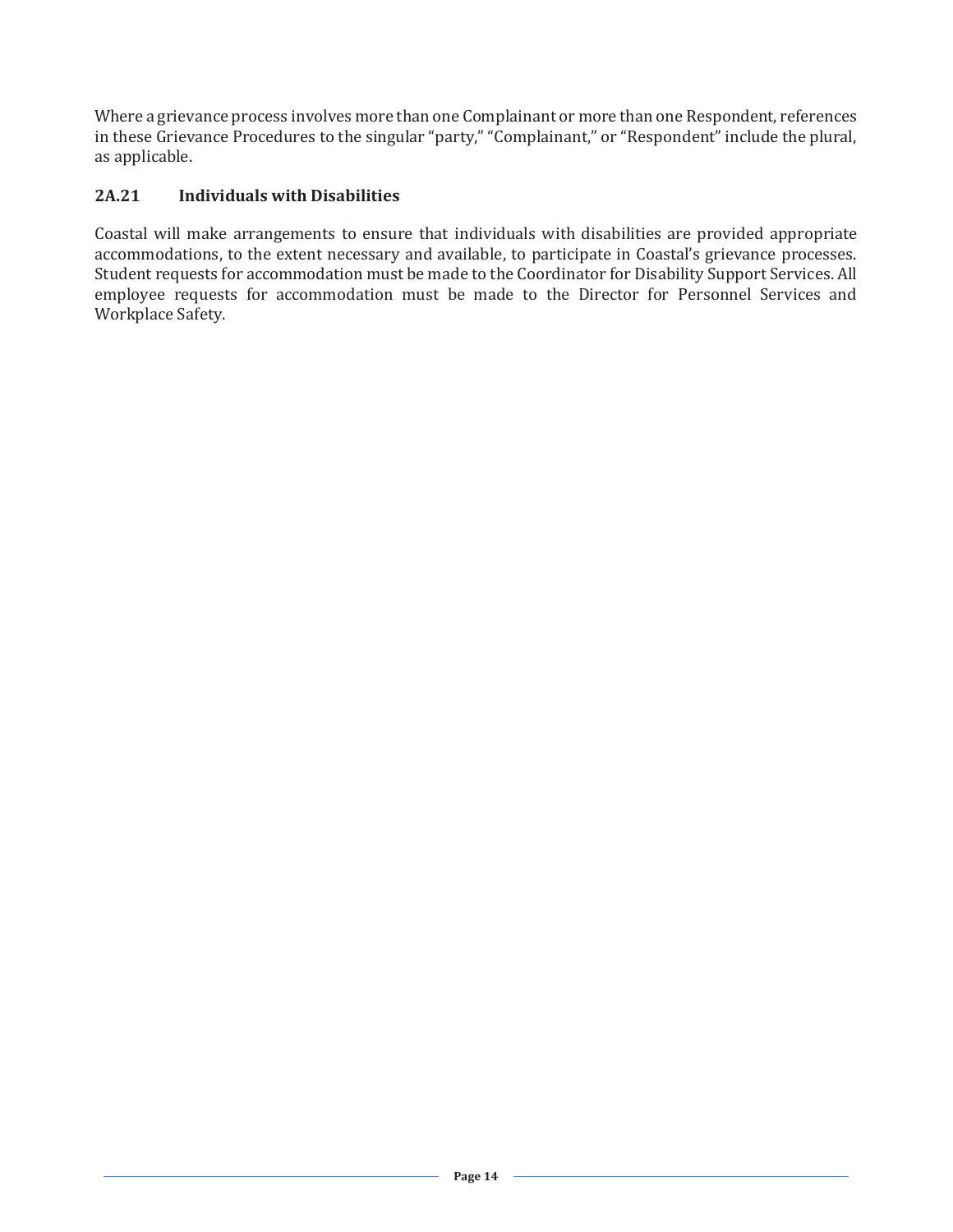Where a grievance process involves more than one Complainant or more than one Respondent, references in these Grievance Procedures to the singular "party," "Complainant," or "Respondent" include the plural, as applicable.

### 2A.21 Individuals with Disabilities

Coastal will make arrangements to ensure that individuals with disabilities are provided appropriate accommodations, to the extent necessary and available, to participate in Coastal's grievance processes. Student requests for accommodation must be made to the Coordinator for Disability Support Services. All employee requests for accommodation must be made to the Director for Personnel Services and Workplace Safety.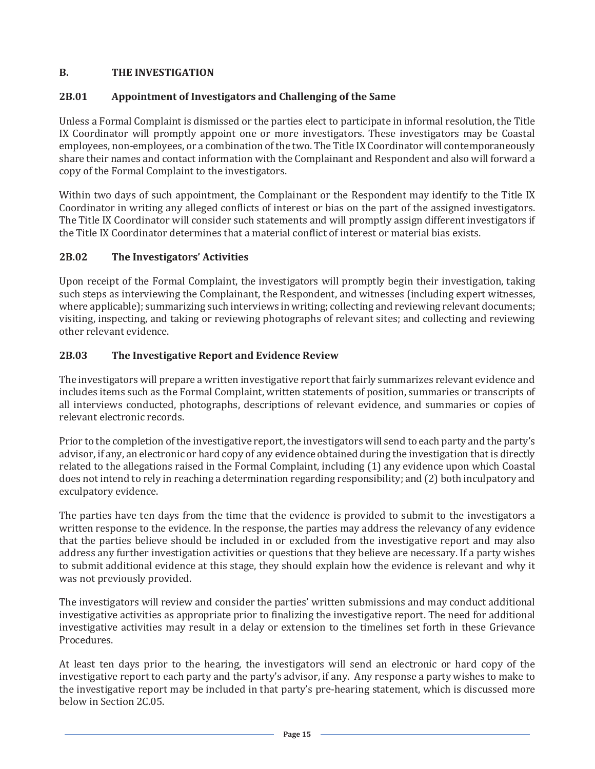## B. THE INVESTIGATION

### 2B.01 Appointment of Investigators and Challenging of the Same

Unless a Formal Complaint is dismissed or the parties elect to participate in informal resolution, the Title IX Coordinator will promptly appoint one or more investigators. These investigators may be Coastal employees, non-employees, or a combination of the two. The Title IX Coordinator will contemporaneously share their names and contact information with the Complainant and Respondent and also will forward a copy of the Formal Complaint to the investigators.

Within two days of such appointment, the Complainant or the Respondent may identify to the Title IX Coordinator in writing any alleged conflicts of interest or bias on the part of the assigned investigators. The Title IX Coordinator will consider such statements and will promptly assign different investigators if the Title IX Coordinator determines that a material conflict of interest or material bias exists.

### 2B.02 The Investigators' Activities

Upon receipt of the Formal Complaint, the investigators will promptly begin their investigation, taking such steps as interviewing the Complainant, the Respondent, and witnesses (including expert witnesses, where applicable); summarizing such interviews in writing; collecting and reviewing relevant documents; visiting, inspecting, and taking or reviewing photographs of relevant sites; and collecting and reviewing other relevant evidence.

### 2B.03 The Investigative Report and Evidence Review

The investigators will prepare a written investigative report that fairly summarizes relevant evidence and includes items such as the Formal Complaint, written statements of position, summaries or transcripts of all interviews conducted, photographs, descriptions of relevant evidence, and summaries or copies of relevant electronic records.

Prior to the completion of the investigative report, the investigators will send to each party and the party's advisor, if any, an electronic or hard copy of any evidence obtained during the investigation that is directly related to the allegations raised in the Formal Complaint, including (1) any evidence upon which Coastal does not intend to rely in reaching a determination regarding responsibility; and (2) both inculpatory and exculpatory evidence.

The parties have ten days from the time that the evidence is provided to submit to the investigators a written response to the evidence. In the response, the parties may address the relevancy of any evidence that the parties believe should be included in or excluded from the investigative report and may also address any further investigation activities or questions that they believe are necessary. If a party wishes to submit additional evidence at this stage, they should explain how the evidence is relevant and why it was not previously provided.

The investigators will review and consider the parties' written submissions and may conduct additional investigative activities as appropriate prior to finalizing the investigative report. The need for additional investigative activities may result in a delay or extension to the timelines set forth in these Grievance Procedures.

At least ten days prior to the hearing, the investigators will send an electronic or hard copy of the investigative report to each party and the party's advisor, if any. Any response a party wishes to make to the investigative report may be included in that party's pre-hearing statement, which is discussed more below in Section 2C.05.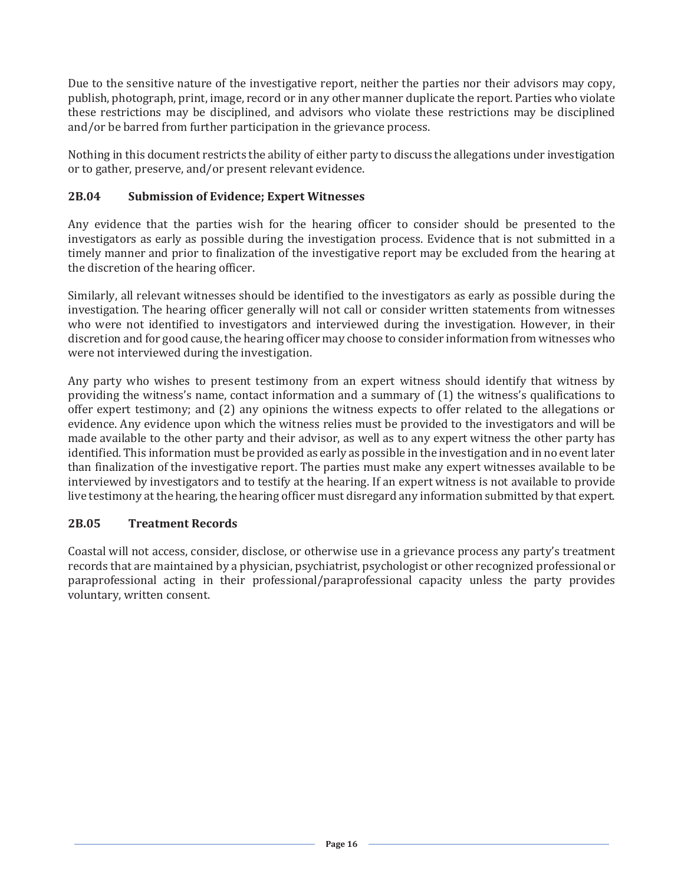Due to the sensitive nature of the investigative report, neither the parties nor their advisors may copy, publish, photograph, print, image, record or in any other manner duplicate the report. Parties who violate these restrictions may be disciplined, and advisors who violate these restrictions may be disciplined and/or be barred from further participation in the grievance process.

Nothing in this document restricts the ability of either party to discuss the allegations under investigation or to gather, preserve, and/or present relevant evidence.

### 2B.04 Submission of Evidence; Expert Witnesses

Any evidence that the parties wish for the hearing officer to consider should be presented to the investigators as early as possible during the investigation process. Evidence that is not submitted in a timely manner and prior to finalization of the investigative report may be excluded from the hearing at the discretion of the hearing officer.

Similarly, all relevant witnesses should be identified to the investigators as early as possible during the investigation. The hearing officer generally will not call or consider written statements from witnesses who were not identified to investigators and interviewed during the investigation. However, in their discretion and for good cause, the hearing officer may choose to consider information from witnesses who were not interviewed during the investigation.

Any party who wishes to present testimony from an expert witness should identify that witness by providing the witness's name, contact information and a summary of (1) the witness's qualifications to offer expert testimony; and (2) any opinions the witness expects to offer related to the allegations or evidence. Any evidence upon which the witness relies must be provided to the investigators and will be made available to the other party and their advisor, as well as to any expert witness the other party has identified. This information must be provided as early as possible in the investigation and in no event later than finalization of the investigative report. The parties must make any expert witnesses available to be interviewed by investigators and to testify at the hearing. If an expert witness is not available to provide live testimony at the hearing, the hearing officer must disregard any information submitted by that expert.

### 2B.05 Treatment Records

Coastal will not access, consider, disclose, or otherwise use in a grievance process any party's treatment records that are maintained by a physician, psychiatrist, psychologist or other recognized professional or paraprofessional acting in their professional/paraprofessional capacity unless the party provides voluntary, written consent.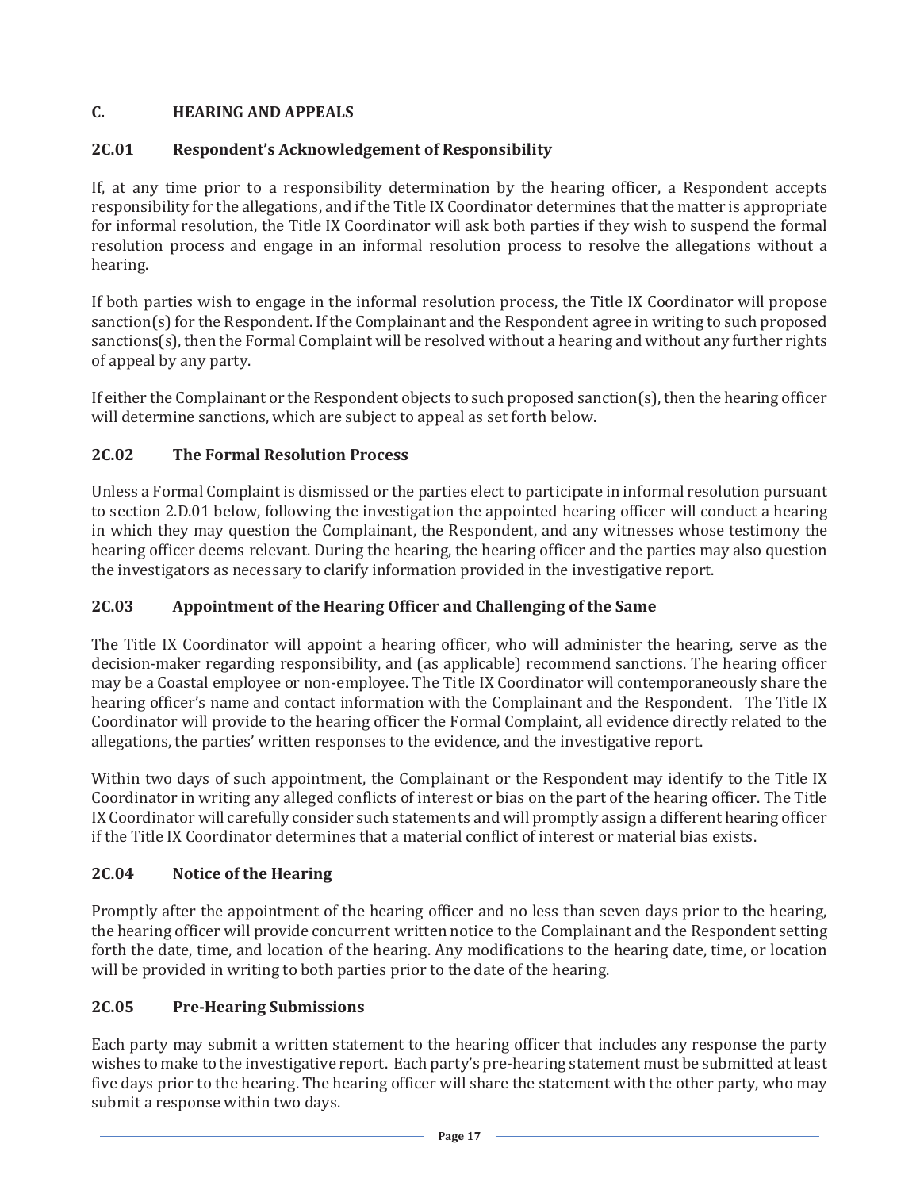## C. HEARING AND APPEALS

### 2C.01 Respondent's Acknowledgement of Responsibility

If, at any time prior to a responsibility determination by the hearing officer, a Respondent accepts responsibility for the allegations, and if the Title IX Coordinator determines that the matter is appropriate for informal resolution, the Title IX Coordinator will ask both parties if they wish to suspend the formal resolution process and engage in an informal resolution process to resolve the allegations without a hearing.

If both parties wish to engage in the informal resolution process, the Title IX Coordinator will propose sanction(s) for the Respondent. If the Complainant and the Respondent agree in writing to such proposed sanctions(s), then the Formal Complaint will be resolved without a hearing and without any further rights of appeal by any party.

If either the Complainant or the Respondent objects to such proposed sanction(s), then the hearing officer will determine sanctions, which are subject to appeal as set forth below.

### 2C.02 The Formal Resolution Process

Unless a Formal Complaint is dismissed or the parties elect to participate in informal resolution pursuant to section 2.D.01 below, following the investigation the appointed hearing officer will conduct a hearing in which they may question the Complainant, the Respondent, and any witnesses whose testimony the hearing officer deems relevant. During the hearing, the hearing officer and the parties may also question the investigators as necessary to clarify information provided in the investigative report.

### 2C.03 Appointment of the Hearing Officer and Challenging of the Same

The Title IX Coordinator will appoint a hearing officer, who will administer the hearing, serve as the decision-maker regarding responsibility, and (as applicable) recommend sanctions. The hearing officer may be a Coastal employee or non-employee. The Title IX Coordinator will contemporaneously share the hearing officer's name and contact information with the Complainant and the Respondent. The Title IX Coordinator will provide to the hearing officer the Formal Complaint, all evidence directly related to the allegations, the parties' written responses to the evidence, and the investigative report.

Within two days of such appointment, the Complainant or the Respondent may identify to the Title IX Coordinator in writing any alleged conflicts of interest or bias on the part of the hearing officer. The Title IX Coordinator will carefully consider such statements and will promptly assign a different hearing officer if the Title IX Coordinator determines that a material conflict of interest or material bias exists.

### 2C.04 Notice of the Hearing

Promptly after the appointment of the hearing officer and no less than seven days prior to the hearing, the hearing officer will provide concurrent written notice to the Complainant and the Respondent setting forth the date, time, and location of the hearing. Any modifications to the hearing date, time, or location will be provided in writing to both parties prior to the date of the hearing.

### 2C.05 Pre-Hearing Submissions

Each party may submit a written statement to the hearing officer that includes any response the party wishes to make to the investigative report. Each party's pre-hearing statement must be submitted at least five days prior to the hearing. The hearing officer will share the statement with the other party, who may submit a response within two days.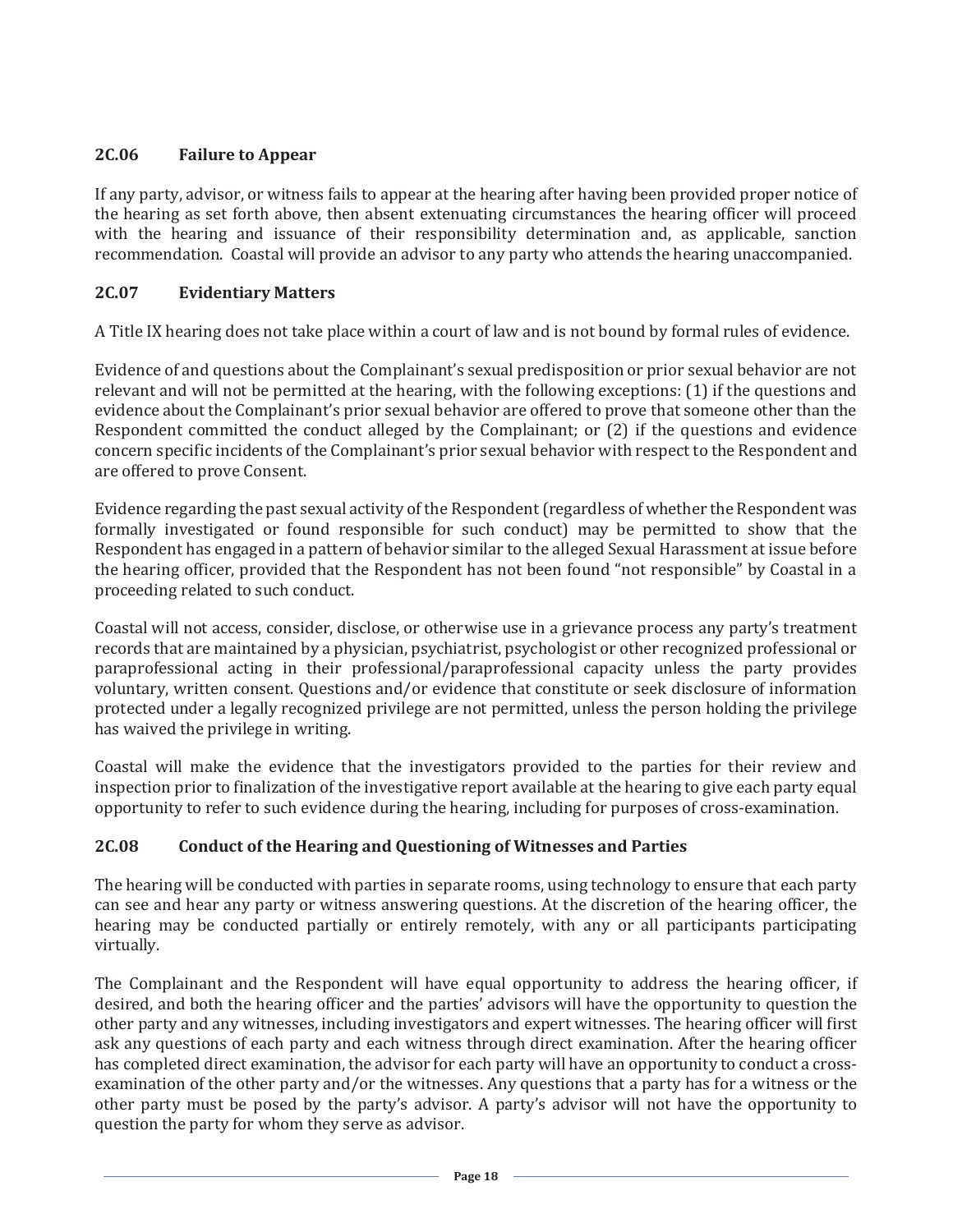### 2C.06 Failure to Appear

If any party, advisor, or witness fails to appear at the hearing after having been provided proper notice of the hearing as set forth above, then absent extenuating circumstances the hearing officer will proceed with the hearing and issuance of their responsibility determination and, as applicable, sanction recommendation. Coastal will provide an advisor to any party who attends the hearing unaccompanied.

### 2C.07 Evidentiary Matters

A Title IX hearing does not take place within a court of law and is not bound by formal rules of evidence.

Evidence of and questions about the Complainant's sexual predisposition or prior sexual behavior are not relevant and will not be permitted at the hearing, with the following exceptions: (1) if the questions and evidence about the Complainant's prior sexual behavior are offered to prove that someone other than the Respondent committed the conduct alleged by the Complainant; or (2) if the questions and evidence concern specific incidents of the Complainant's prior sexual behavior with respect to the Respondent and are offered to prove Consent.

Evidence regarding the past sexual activity of the Respondent (regardless of whether the Respondent was formally investigated or found responsible for such conduct) may be permitted to show that the Respondent has engaged in a pattern of behavior similar to the alleged Sexual Harassment at issue before the hearing officer, provided that the Respondent has not been found "not responsible" by Coastal in a proceeding related to such conduct.

Coastal will not access, consider, disclose, or otherwise use in a grievance process any party's treatment records that are maintained by a physician, psychiatrist, psychologist or other recognized professional or paraprofessional acting in their professional/paraprofessional capacity unless the party provides voluntary, written consent. Questions and/or evidence that constitute or seek disclosure of information protected under a legally recognized privilege are not permitted, unless the person holding the privilege has waived the privilege in writing.

Coastal will make the evidence that the investigators provided to the parties for their review and inspection prior to finalization of the investigative report available at the hearing to give each party equal opportunity to refer to such evidence during the hearing, including for purposes of cross-examination.

### 2C.08 Conduct of the Hearing and Questioning of Witnesses and Parties

The hearing will be conducted with parties in separate rooms, using technology to ensure that each party can see and hear any party or witness answering questions. At the discretion of the hearing officer, the hearing may be conducted partially or entirely remotely, with any or all participants participating virtually.

The Complainant and the Respondent will have equal opportunity to address the hearing officer, if desired, and both the hearing officer and the parties' advisors will have the opportunity to question the other party and any witnesses, including investigators and expert witnesses. The hearing officer will first ask any questions of each party and each witness through direct examination. After the hearing officer has completed direct examination, the advisor for each party will have an opportunity to conduct a cross-examination of the other party and/or the witnesses. Any questions that a party has for a witness or the other party must be posed by the party's advisor. A party's advisor will not have the opportunity to question the party for whom they serve as advisor.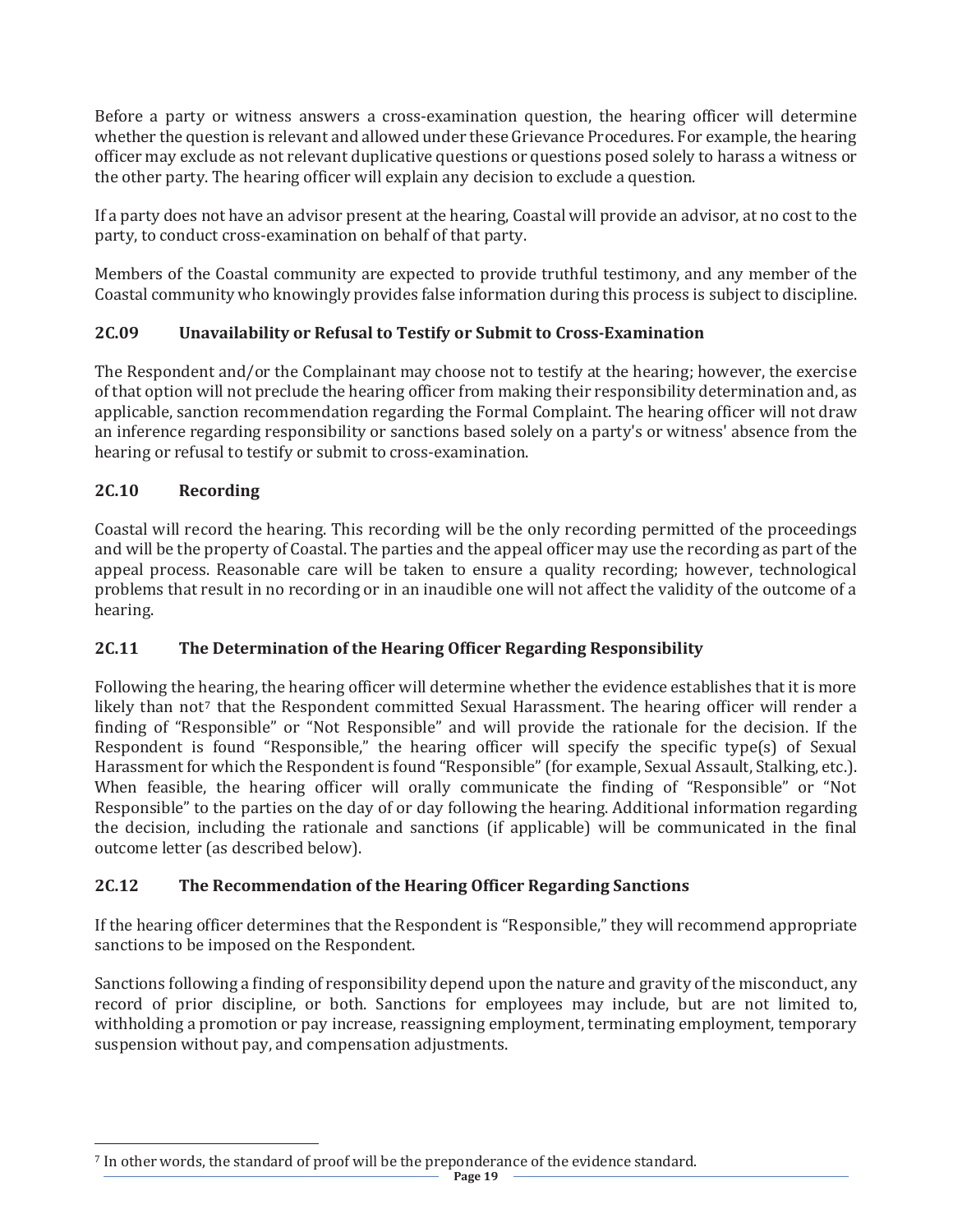Before a party or witness answers a cross-examination question, the hearing officer will determine whether the question is relevant and allowed under these Grievance Procedures. For example, the hearing officer may exclude as not relevant duplicative questions or questions posed solely to harass a witness or the other party. The hearing officer will explain any decision to exclude a question.

If a party does not have an advisor present at the hearing, Coastal will provide an advisor, at no cost to the party, to conduct cross-examination on behalf of that party.

Members of the Coastal community are expected to provide truthful testimony, and any member of the Coastal community who knowingly provides false information during this process is subject to discipline.

### 2C.09 Unavailability or Refusal to Testify or Submit to Cross-Examination

The Respondent and/or the Complainant may choose not to testify at the hearing; however, the exercise of that option will not preclude the hearing officer from making their responsibility determination and, as applicable, sanction recommendation regarding the Formal Complaint. The hearing officer will not draw an inference regarding responsibility or sanctions based solely on a party's or witness' absence from the hearing or refusal to testify or submit to cross-examination.

### 2C.10 Recording

Coastal will record the hearing. This recording will be the only recording permitted of the proceedings and will be the property of Coastal. The parties and the appeal officer may use the recording as part of the appeal process. Reasonable care will be taken to ensure a quality recording; however, technological problems that result in no recording or in an inaudible one will not affect the validity of the outcome of a hearing.

### 2C.11 The Determination of the Hearing Officer Regarding Responsibility

Following the hearing, the hearing officer will determine whether the evidence establishes that it is more likely than not[7] that the Respondent committed Sexual Harassment. The hearing officer will render a finding of "Responsible" or "Not Responsible" and will provide the rationale for the decision. If the Respondent is found "Responsible," the hearing officer will specify the specific type(s) of Sexual Harassment for which the Respondent is found "Responsible" (for example, Sexual Assault, Stalking, etc.). When feasible, the hearing officer will orally communicate the finding of "Responsible" or "Not Responsible" to the parties on the day of or day following the hearing. Additional information regarding the decision, including the rationale and sanctions (if applicable) will be communicated in the final outcome letter (as described below).

### 2C.12 The Recommendation of the Hearing Officer Regarding Sanctions

If the hearing officer determines that the Respondent is "Responsible," they will recommend appropriate sanctions to be imposed on the Respondent.

Sanctions following a finding of responsibility depend upon the nature and gravity of the misconduct, any record of prior discipline, or both. Sanctions for employees may include, but are not limited to, withholding a promotion or pay increase, reassigning employment, terminating employment, temporary suspension without pay, and compensation adjustments.

---

[7] In other words, the standard of proof will be the preponderance of the evidence standard.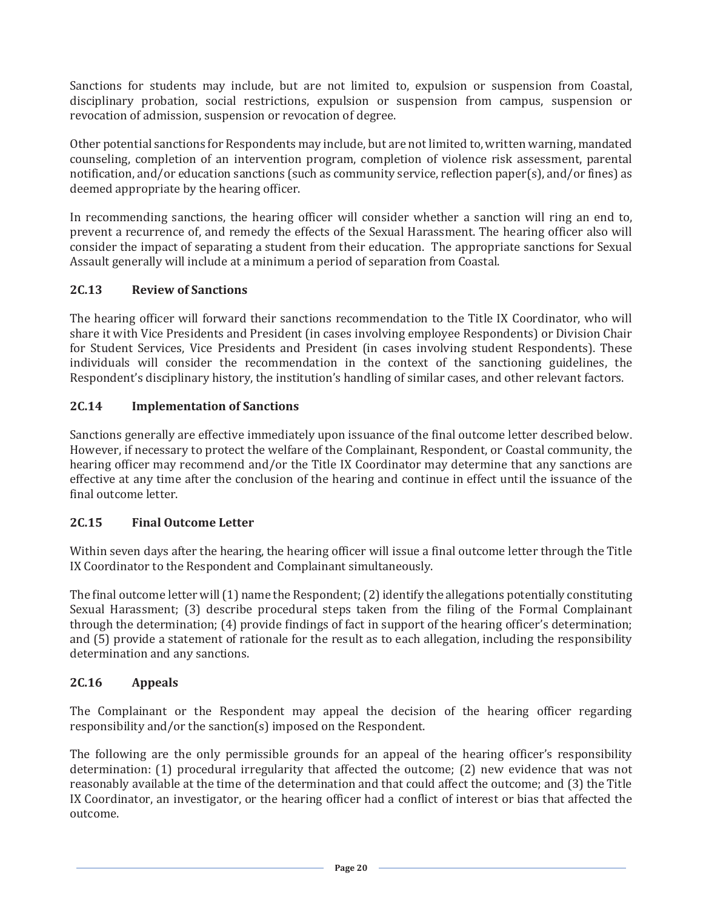Sanctions for students may include, but are not limited to, expulsion or suspension from Coastal, disciplinary probation, social restrictions, expulsion or suspension from campus, suspension or revocation of admission, suspension or revocation of degree.

Other potential sanctions for Respondents may include, but are not limited to, written warning, mandated counseling, completion of an intervention program, completion of violence risk assessment, parental notification, and/or education sanctions (such as community service, reflection paper(s), and/or fines) as deemed appropriate by the hearing officer.

In recommending sanctions, the hearing officer will consider whether a sanction will ring an end to, prevent a recurrence of, and remedy the effects of the Sexual Harassment. The hearing officer also will consider the impact of separating a student from their education. The appropriate sanctions for Sexual Assault generally will include at a minimum a period of separation from Coastal.

### 2C.13 Review of Sanctions

The hearing officer will forward their sanctions recommendation to the Title IX Coordinator, who will share it with Vice Presidents and President (in cases involving employee Respondents) or Division Chair for Student Services, Vice Presidents and President (in cases involving student Respondents). These individuals will consider the recommendation in the context of the sanctioning guidelines, the Respondent's disciplinary history, the institution's handling of similar cases, and other relevant factors.

### 2C.14 Implementation of Sanctions

Sanctions generally are effective immediately upon issuance of the final outcome letter described below. However, if necessary to protect the welfare of the Complainant, Respondent, or Coastal community, the hearing officer may recommend and/or the Title IX Coordinator may determine that any sanctions are effective at any time after the conclusion of the hearing and continue in effect until the issuance of the final outcome letter.

### 2C.15 Final Outcome Letter

Within seven days after the hearing, the hearing officer will issue a final outcome letter through the Title IX Coordinator to the Respondent and Complainant simultaneously.

The final outcome letter will (1) name the Respondent; (2) identify the allegations potentially constituting Sexual Harassment; (3) describe procedural steps taken from the filing of the Formal Complainant through the determination; (4) provide findings of fact in support of the hearing officer's determination; and (5) provide a statement of rationale for the result as to each allegation, including the responsibility determination and any sanctions.

### 2C.16 Appeals

The Complainant or the Respondent may appeal the decision of the hearing officer regarding responsibility and/or the sanction(s) imposed on the Respondent.

The following are the only permissible grounds for an appeal of the hearing officer's responsibility determination: (1) procedural irregularity that affected the outcome; (2) new evidence that was not reasonably available at the time of the determination and that could affect the outcome; and (3) the Title IX Coordinator, an investigator, or the hearing officer had a conflict of interest or bias that affected the outcome.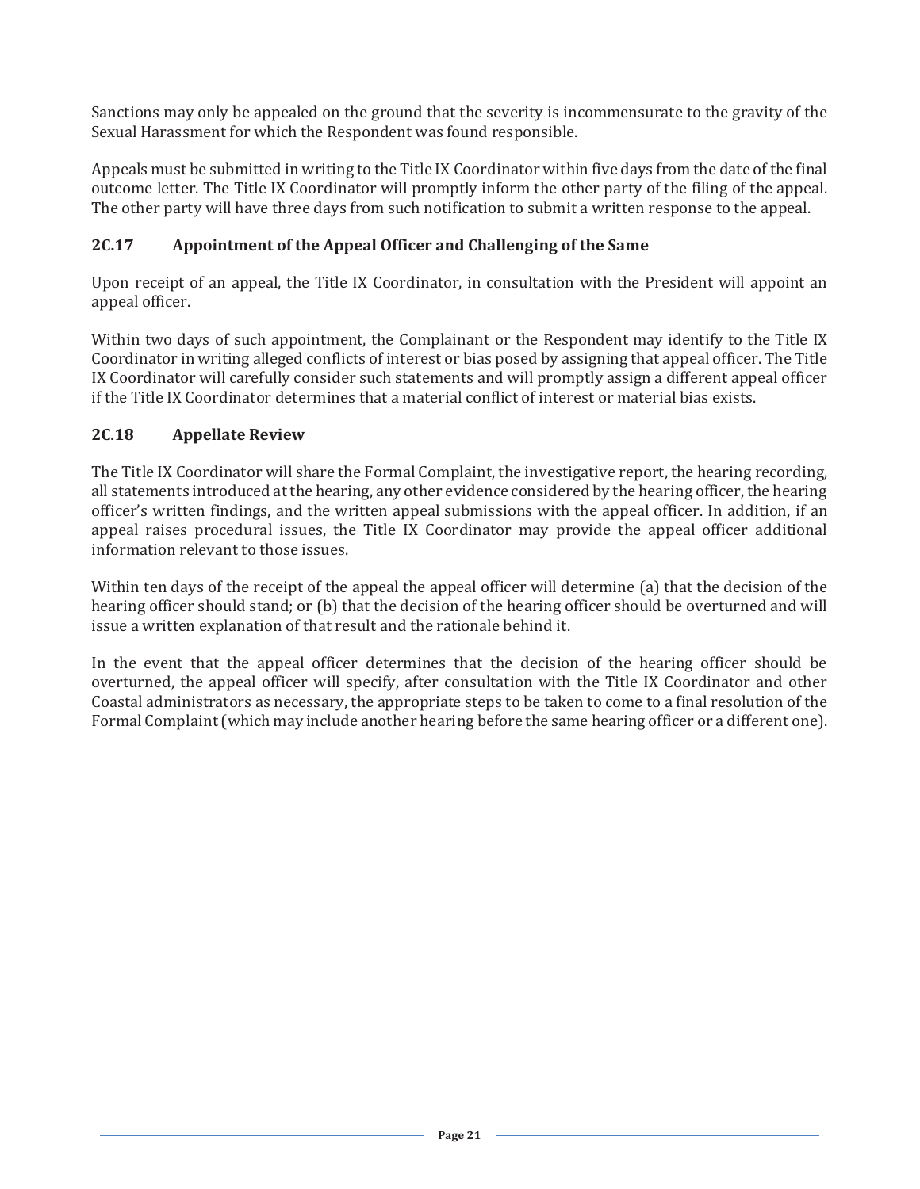Sanctions may only be appealed on the ground that the severity is incommensurate to the gravity of the Sexual Harassment for which the Respondent was found responsible.

Appeals must be submitted in writing to the Title IX Coordinator within five days from the date of the final outcome letter. The Title IX Coordinator will promptly inform the other party of the filing of the appeal. The other party will have three days from such notification to submit a written response to the appeal.

### 2C.17 Appointment of the Appeal Officer and Challenging of the Same

Upon receipt of an appeal, the Title IX Coordinator, in consultation with the President will appoint an appeal officer.

Within two days of such appointment, the Complainant or the Respondent may identify to the Title IX Coordinator in writing alleged conflicts of interest or bias posed by assigning that appeal officer. The Title IX Coordinator will carefully consider such statements and will promptly assign a different appeal officer if the Title IX Coordinator determines that a material conflict of interest or material bias exists.

### 2C.18 Appellate Review

The Title IX Coordinator will share the Formal Complaint, the investigative report, the hearing recording, all statements introduced at the hearing, any other evidence considered by the hearing officer, the hearing officer's written findings, and the written appeal submissions with the appeal officer. In addition, if an appeal raises procedural issues, the Title IX Coordinator may provide the appeal officer additional information relevant to those issues.

Within ten days of the receipt of the appeal the appeal officer will determine (a) that the decision of the hearing officer should stand; or (b) that the decision of the hearing officer should be overturned and will issue a written explanation of that result and the rationale behind it.

In the event that the appeal officer determines that the decision of the hearing officer should be overturned, the appeal officer will specify, after consultation with the Title IX Coordinator and other Coastal administrators as necessary, the appropriate steps to be taken to come to a final resolution of the Formal Complaint (which may include another hearing before the same hearing officer or a different one).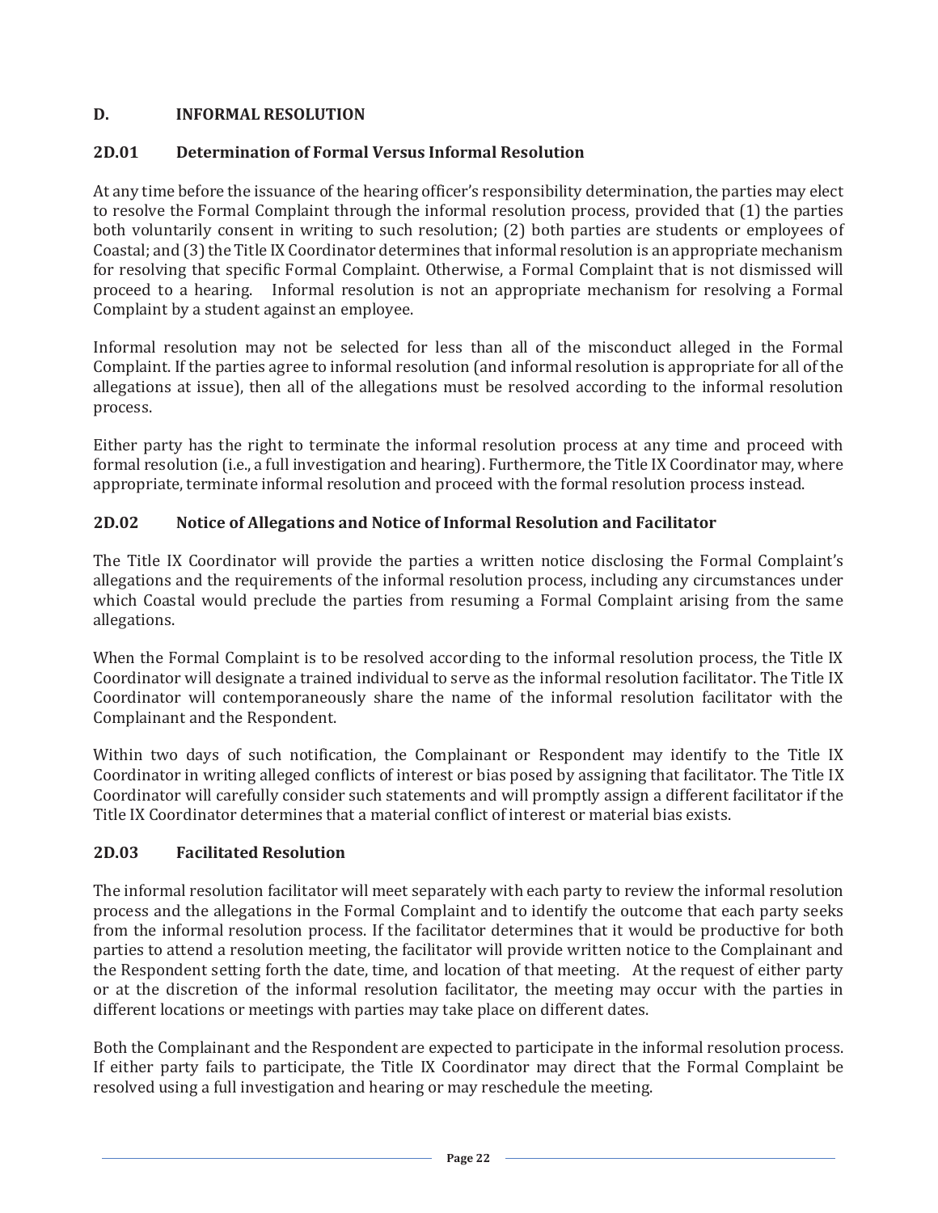## D. INFORMAL RESOLUTION

### 2D.01 Determination of Formal Versus Informal Resolution

At any time before the issuance of the hearing officer's responsibility determination, the parties may elect to resolve the Formal Complaint through the informal resolution process, provided that (1) the parties both voluntarily consent in writing to such resolution; (2) both parties are students or employees of Coastal; and (3) the Title IX Coordinator determines that informal resolution is an appropriate mechanism for resolving that specific Formal Complaint. Otherwise, a Formal Complaint that is not dismissed will proceed to a hearing. Informal resolution is not an appropriate mechanism for resolving a Formal Complaint by a student against an employee.

Informal resolution may not be selected for less than all of the misconduct alleged in the Formal Complaint. If the parties agree to informal resolution (and informal resolution is appropriate for all of the allegations at issue), then all of the allegations must be resolved according to the informal resolution process.

Either party has the right to terminate the informal resolution process at any time and proceed with formal resolution (i.e., a full investigation and hearing). Furthermore, the Title IX Coordinator may, where appropriate, terminate informal resolution and proceed with the formal resolution process instead.

### 2D.02 Notice of Allegations and Notice of Informal Resolution and Facilitator

The Title IX Coordinator will provide the parties a written notice disclosing the Formal Complaint's allegations and the requirements of the informal resolution process, including any circumstances under which Coastal would preclude the parties from resuming a Formal Complaint arising from the same allegations.

When the Formal Complaint is to be resolved according to the informal resolution process, the Title IX Coordinator will designate a trained individual to serve as the informal resolution facilitator. The Title IX Coordinator will contemporaneously share the name of the informal resolution facilitator with the Complainant and the Respondent.

Within two days of such notification, the Complainant or Respondent may identify to the Title IX Coordinator in writing alleged conflicts of interest or bias posed by assigning that facilitator. The Title IX Coordinator will carefully consider such statements and will promptly assign a different facilitator if the Title IX Coordinator determines that a material conflict of interest or material bias exists.

### 2D.03 Facilitated Resolution

The informal resolution facilitator will meet separately with each party to review the informal resolution process and the allegations in the Formal Complaint and to identify the outcome that each party seeks from the informal resolution process. If the facilitator determines that it would be productive for both parties to attend a resolution meeting, the facilitator will provide written notice to the Complainant and the Respondent setting forth the date, time, and location of that meeting. At the request of either party or at the discretion of the informal resolution facilitator, the meeting may occur with the parties in different locations or meetings with parties may take place on different dates.

Both the Complainant and the Respondent are expected to participate in the informal resolution process. If either party fails to participate, the Title IX Coordinator may direct that the Formal Complaint be resolved using a full investigation and hearing or may reschedule the meeting.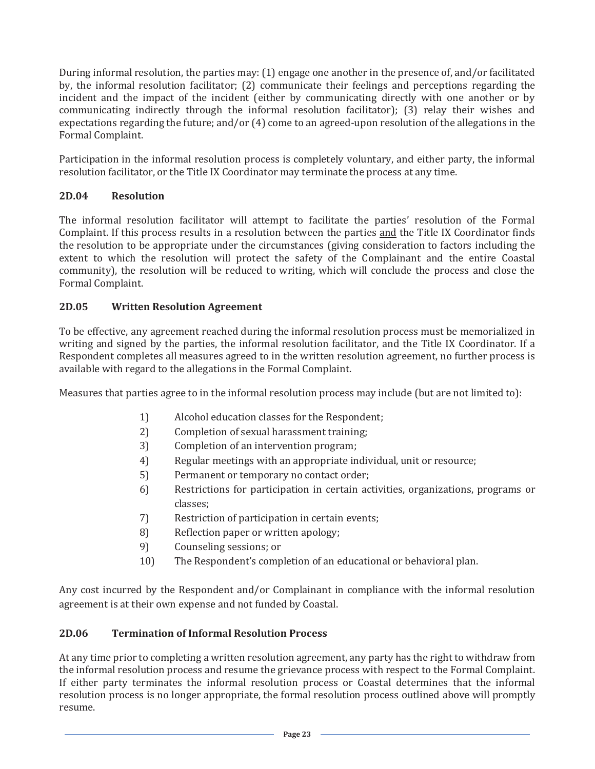During informal resolution, the parties may: (1) engage one another in the presence of, and/or facilitated by, the informal resolution facilitator; (2) communicate their feelings and perceptions regarding the incident and the impact of the incident (either by communicating directly with one another or by communicating indirectly through the informal resolution facilitator); (3) relay their wishes and expectations regarding the future; and/or (4) come to an agreed-upon resolution of the allegations in the Formal Complaint.

Participation in the informal resolution process is completely voluntary, and either party, the informal resolution facilitator, or the Title IX Coordinator may terminate the process at any time.

### 2D.04 Resolution

The informal resolution facilitator will attempt to facilitate the parties' resolution of the Formal Complaint. If this process results in a resolution between the parties <u>and</u> the Title IX Coordinator finds the resolution to be appropriate under the circumstances (giving consideration to factors including the extent to which the resolution will protect the safety of the Complainant and the entire Coastal community), the resolution will be reduced to writing, which will conclude the process and close the Formal Complaint.

### 2D.05 Written Resolution Agreement

To be effective, any agreement reached during the informal resolution process must be memorialized in writing and signed by the parties, the informal resolution facilitator, and the Title IX Coordinator. If a Respondent completes all measures agreed to in the written resolution agreement, no further process is available with regard to the allegations in the Formal Complaint.

Measures that parties agree to in the informal resolution process may include (but are not limited to):

1) Alcohol education classes for the Respondent;
2) Completion of sexual harassment training;
3) Completion of an intervention program;
4) Regular meetings with an appropriate individual, unit or resource;
5) Permanent or temporary no contact order;
6) Restrictions for participation in certain activities, organizations, programs or classes;
7) Restriction of participation in certain events;
8) Reflection paper or written apology;
9) Counseling sessions; or
10) The Respondent's completion of an educational or behavioral plan.

Any cost incurred by the Respondent and/or Complainant in compliance with the informal resolution agreement is at their own expense and not funded by Coastal.

### 2D.06 Termination of Informal Resolution Process

At any time prior to completing a written resolution agreement, any party has the right to withdraw from the informal resolution process and resume the grievance process with respect to the Formal Complaint. If either party terminates the informal resolution process or Coastal determines that the informal resolution process is no longer appropriate, the formal resolution process outlined above will promptly resume.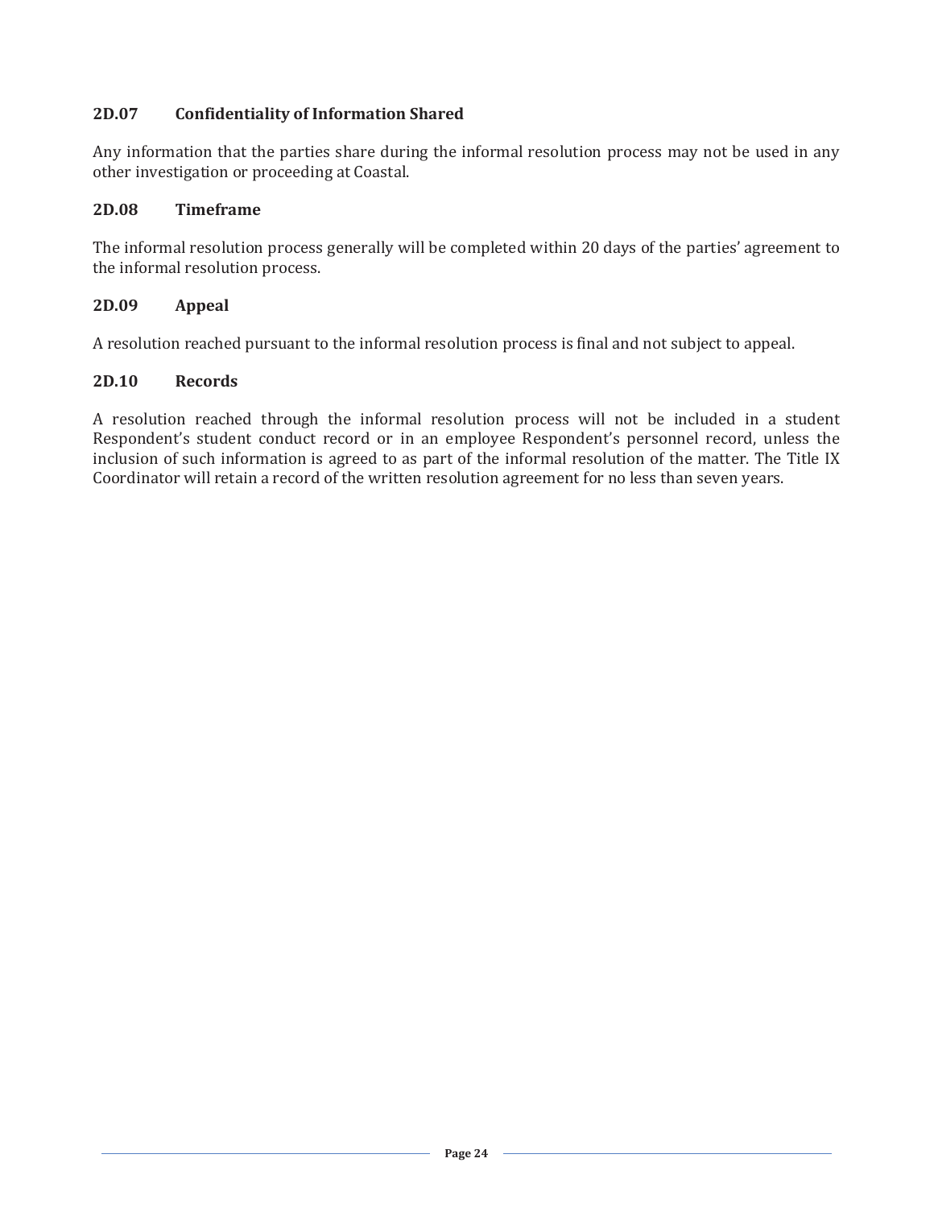### 2D.07 Confidentiality of Information Shared

Any information that the parties share during the informal resolution process may not be used in any other investigation or proceeding at Coastal.

### 2D.08 Timeframe

The informal resolution process generally will be completed within 20 days of the parties' agreement to the informal resolution process.

### 2D.09 Appeal

A resolution reached pursuant to the informal resolution process is final and not subject to appeal.

### 2D.10 Records

A resolution reached through the informal resolution process will not be included in a student Respondent's student conduct record or in an employee Respondent's personnel record, unless the inclusion of such information is agreed to as part of the informal resolution of the matter. The Title IX Coordinator will retain a record of the written resolution agreement for no less than seven years.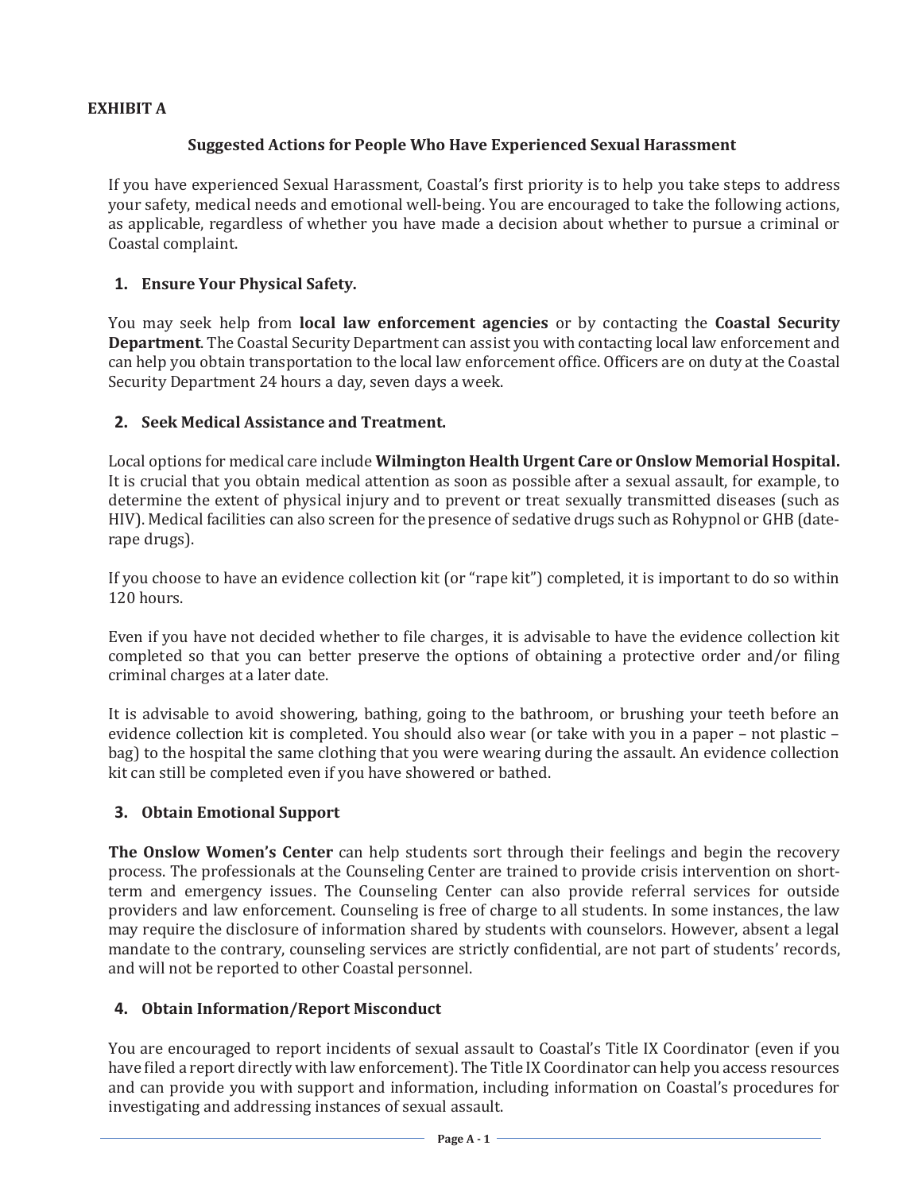**EXHIBIT A**

## Suggested Actions for People Who Have Experienced Sexual Harassment

If you have experienced Sexual Harassment, Coastal's first priority is to help you take steps to address your safety, medical needs and emotional well-being. You are encouraged to take the following actions, as applicable, regardless of whether you have made a decision about whether to pursue a criminal or Coastal complaint.

### 1. Ensure Your Physical Safety.

You may seek help from **local law enforcement agencies** or by contacting the **Coastal Security Department**. The Coastal Security Department can assist you with contacting local law enforcement and can help you obtain transportation to the local law enforcement office. Officers are on duty at the Coastal Security Department 24 hours a day, seven days a week.

### 2. Seek Medical Assistance and Treatment.

Local options for medical care include **Wilmington Health Urgent Care or Onslow Memorial Hospital.** It is crucial that you obtain medical attention as soon as possible after a sexual assault, for example, to determine the extent of physical injury and to prevent or treat sexually transmitted diseases (such as HIV). Medical facilities can also screen for the presence of sedative drugs such as Rohypnol or GHB (date-rape drugs).

If you choose to have an evidence collection kit (or "rape kit") completed, it is important to do so within 120 hours.

Even if you have not decided whether to file charges, it is advisable to have the evidence collection kit completed so that you can better preserve the options of obtaining a protective order and/or filing criminal charges at a later date.

It is advisable to avoid showering, bathing, going to the bathroom, or brushing your teeth before an evidence collection kit is completed. You should also wear (or take with you in a paper – not plastic – bag) to the hospital the same clothing that you were wearing during the assault. An evidence collection kit can still be completed even if you have showered or bathed.

### 3. Obtain Emotional Support

**The Onslow Women's Center** can help students sort through their feelings and begin the recovery process. The professionals at the Counseling Center are trained to provide crisis intervention on short-term and emergency issues. The Counseling Center can also provide referral services for outside providers and law enforcement. Counseling is free of charge to all students. In some instances, the law may require the disclosure of information shared by students with counselors. However, absent a legal mandate to the contrary, counseling services are strictly confidential, are not part of students' records, and will not be reported to other Coastal personnel.

### 4. Obtain Information/Report Misconduct

You are encouraged to report incidents of sexual assault to Coastal's Title IX Coordinator (even if you have filed a report directly with law enforcement). The Title IX Coordinator can help you access resources and can provide you with support and information, including information on Coastal's procedures for investigating and addressing instances of sexual assault.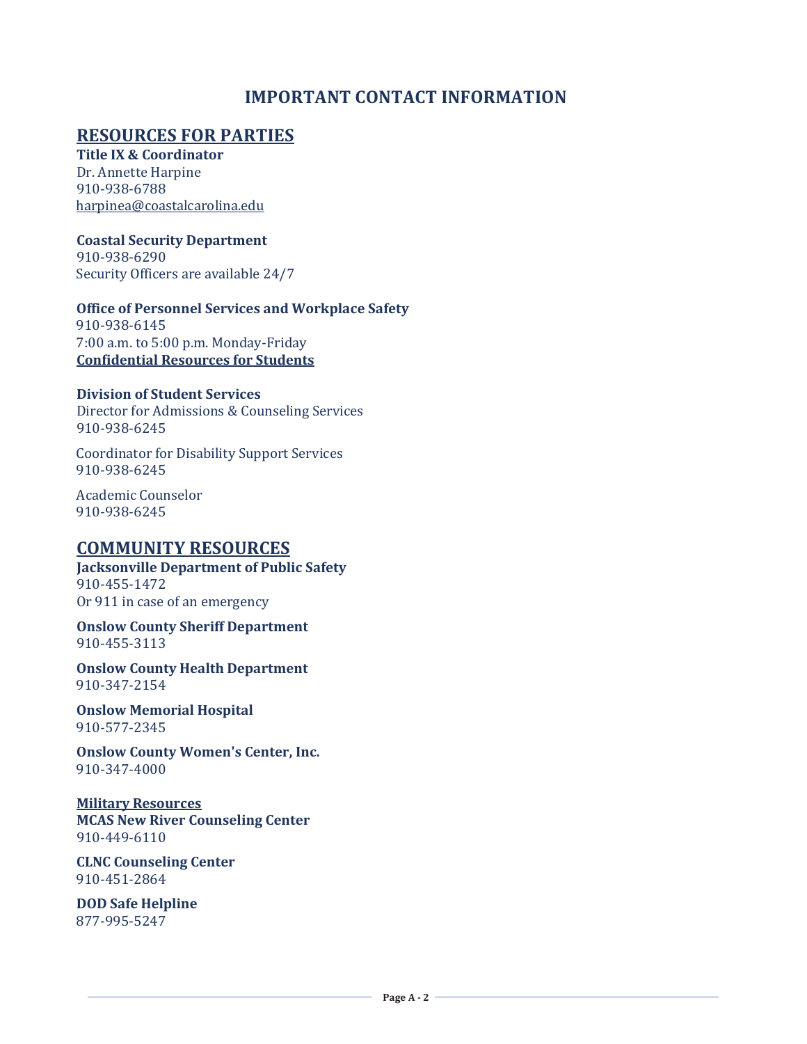# IMPORTANT CONTACT INFORMATION

## RESOURCES FOR PARTIES

**Title IX & Coordinator**
Dr. Annette Harpine
910-938-6788
harpinea@coastalcarolina.edu

**Coastal Security Department**
910-938-6290
Security Officers are available 24/7

**Office of Personnel Services and Workplace Safety**
910-938-6145
7:00 a.m. to 5:00 p.m. Monday-Friday

**Confidential Resources for Students**

**Division of Student Services**
Director for Admissions & Counseling Services
910-938-6245

Coordinator for Disability Support Services
910-938-6245

Academic Counselor
910-938-6245

## COMMUNITY RESOURCES

**Jacksonville Department of Public Safety**
910-455-1472
Or 911 in case of an emergency

**Onslow County Sheriff Department**
910-455-3113

**Onslow County Health Department**
910-347-2154

**Onslow Memorial Hospital**
910-577-2345

**Onslow County Women's Center, Inc.**
910-347-4000

**Military Resources**

**MCAS New River Counseling Center**
910-449-6110

**CLNC Counseling Center**
910-451-2864

**DOD Safe Helpline**
877-995-5247